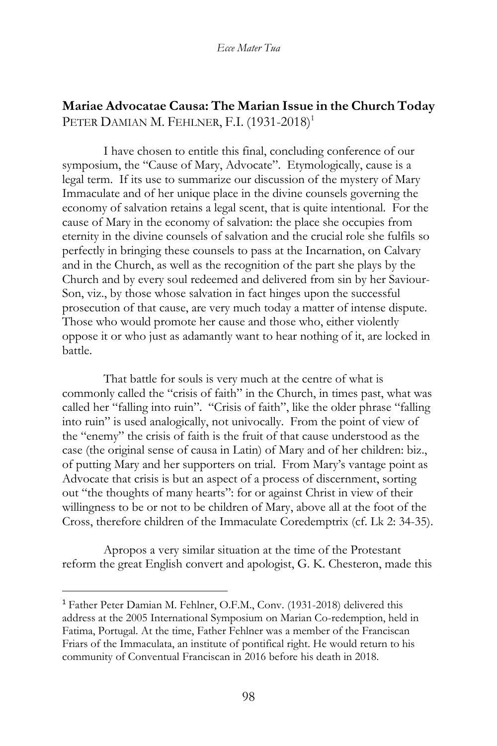## Mariae Advocatae Causa: The Marian Issue in the Church Today

PETER DAMIAN M. FEHLNER, F.I. (1931-2018)[1]

I have chosen to entitle this final, concluding conference of our symposium, the "Cause of Mary, Advocate". Etymologically, cause is a legal term. If its use to summarize our discussion of the mystery of Mary Immaculate and of her unique place in the divine counsels governing the economy of salvation retains a legal scent, that is quite intentional. For the cause of Mary in the economy of salvation: the place she occupies from eternity in the divine counsels of salvation and the crucial role she fulfils so perfectly in bringing these counsels to pass at the Incarnation, on Calvary and in the Church, as well as the recognition of the part she plays by the Church and by every soul redeemed and delivered from sin by her Saviour-Son, viz., by those whose salvation in fact hinges upon the successful prosecution of that cause, are very much today a matter of intense dispute. Those who would promote her cause and those who, either violently oppose it or who just as adamantly want to hear nothing of it, are locked in battle.

That battle for souls is very much at the centre of what is commonly called the "crisis of faith" in the Church, in times past, what was called her "falling into ruin". "Crisis of faith", like the older phrase "falling into ruin" is used analogically, not univocally. From the point of view of the "enemy" the crisis of faith is the fruit of that cause understood as the case (the original sense of causa in Latin) of Mary and of her children: biz., of putting Mary and her supporters on trial. From Mary's vantage point as Advocate that crisis is but an aspect of a process of discernment, sorting out "the thoughts of many hearts": for or against Christ in view of their willingness to be or not to be children of Mary, above all at the foot of the Cross, therefore children of the Immaculate Coredemptrix (cf. Lk 2: 34-35).

Apropos a very similar situation at the time of the Protestant reform the great English convert and apologist, G. K. Chesteron, made this

[1] Father Peter Damian M. Fehlner, O.F.M., Conv. (1931-2018) delivered this address at the 2005 International Symposium on Marian Co-redemption, held in Fatima, Portugal. At the time, Father Fehlner was a member of the Franciscan Friars of the Immaculata, an institute of pontifical right. He would return to his community of Conventual Franciscan in 2016 before his death in 2018.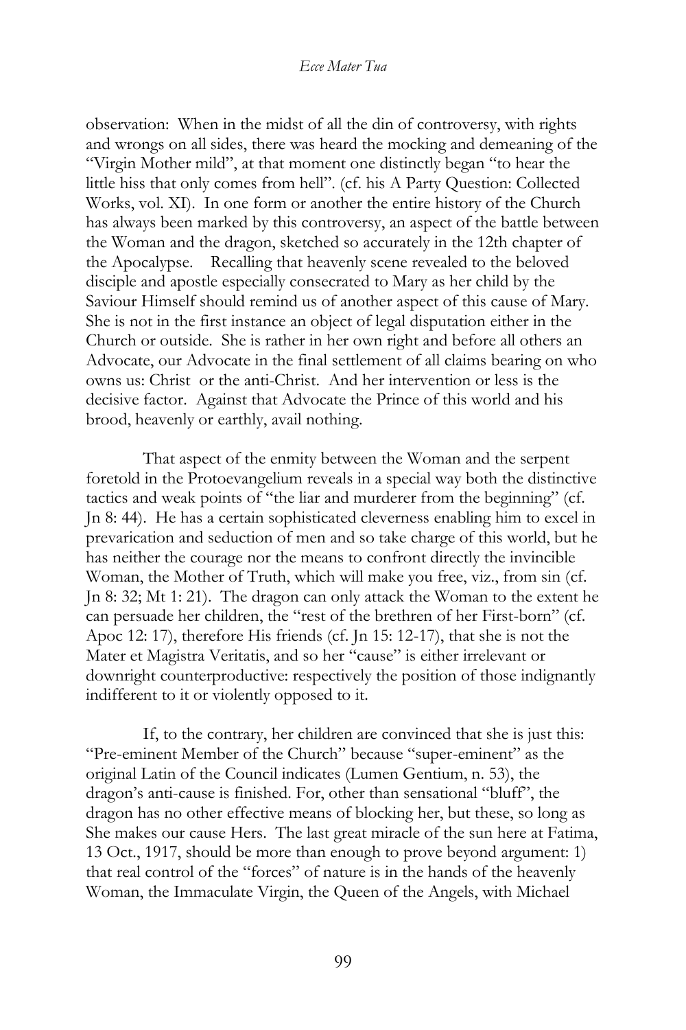observation: When in the midst of all the din of controversy, with rights and wrongs on all sides, there was heard the mocking and demeaning of the "Virgin Mother mild", at that moment one distinctly began "to hear the little hiss that only comes from hell". (cf. his A Party Question: Collected Works, vol. XI). In one form or another the entire history of the Church has always been marked by this controversy, an aspect of the battle between the Woman and the dragon, sketched so accurately in the 12th chapter of the Apocalypse. Recalling that heavenly scene revealed to the beloved disciple and apostle especially consecrated to Mary as her child by the Saviour Himself should remind us of another aspect of this cause of Mary. She is not in the first instance an object of legal disputation either in the Church or outside. She is rather in her own right and before all others an Advocate, our Advocate in the final settlement of all claims bearing on who owns us: Christ or the anti-Christ. And her intervention or less is the decisive factor. Against that Advocate the Prince of this world and his brood, heavenly or earthly, avail nothing.

That aspect of the enmity between the Woman and the serpent foretold in the Protoevangelium reveals in a special way both the distinctive tactics and weak points of "the liar and murderer from the beginning" (cf. Jn 8: 44). He has a certain sophisticated cleverness enabling him to excel in prevarication and seduction of men and so take charge of this world, but he has neither the courage nor the means to confront directly the invincible Woman, the Mother of Truth, which will make you free, viz., from sin (cf. Jn 8: 32; Mt 1: 21). The dragon can only attack the Woman to the extent he can persuade her children, the "rest of the brethren of her First-born" (cf. Apoc 12: 17), therefore His friends (cf. Jn 15: 12-17), that she is not the Mater et Magistra Veritatis, and so her "cause" is either irrelevant or downright counterproductive: respectively the position of those indignantly indifferent to it or violently opposed to it.

If, to the contrary, her children are convinced that she is just this: "Pre-eminent Member of the Church" because "super-eminent" as the original Latin of the Council indicates (Lumen Gentium, n. 53), the dragon's anti-cause is finished. For, other than sensational "bluff", the dragon has no other effective means of blocking her, but these, so long as She makes our cause Hers. The last great miracle of the sun here at Fatima, 13 Oct., 1917, should be more than enough to prove beyond argument: 1) that real control of the "forces" of nature is in the hands of the heavenly Woman, the Immaculate Virgin, the Queen of the Angels, with Michael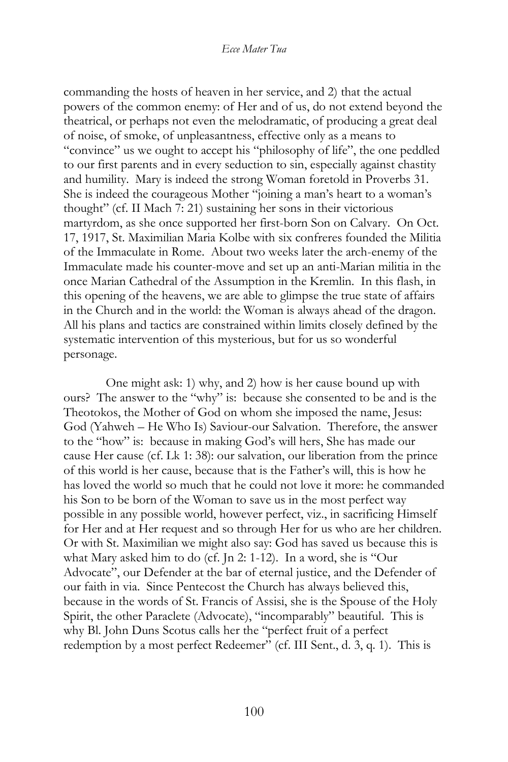commanding the hosts of heaven in her service, and 2) that the actual powers of the common enemy: of Her and of us, do not extend beyond the theatrical, or perhaps not even the melodramatic, of producing a great deal of noise, of smoke, of unpleasantness, effective only as a means to "convince" us we ought to accept his "philosophy of life", the one peddled to our first parents and in every seduction to sin, especially against chastity and humility. Mary is indeed the strong Woman foretold in Proverbs 31. She is indeed the courageous Mother "joining a man's heart to a woman's thought" (cf. II Mach 7: 21) sustaining her sons in their victorious martyrdom, as she once supported her first-born Son on Calvary. On Oct. 17, 1917, St. Maximilian Maria Kolbe with six confreres founded the Militia of the Immaculate in Rome. About two weeks later the arch-enemy of the Immaculate made his counter-move and set up an anti-Marian militia in the once Marian Cathedral of the Assumption in the Kremlin. In this flash, in this opening of the heavens, we are able to glimpse the true state of affairs in the Church and in the world: the Woman is always ahead of the dragon. All his plans and tactics are constrained within limits closely defined by the systematic intervention of this mysterious, but for us so wonderful personage.

One might ask: 1) why, and 2) how is her cause bound up with ours? The answer to the "why" is: because she consented to be and is the Theotokos, the Mother of God on whom she imposed the name, Jesus: God (Yahweh – He Who Is) Saviour-our Salvation. Therefore, the answer to the "how" is: because in making God's will hers, She has made our cause Her cause (cf. Lk 1: 38): our salvation, our liberation from the prince of this world is her cause, because that is the Father's will, this is how he has loved the world so much that he could not love it more: he commanded his Son to be born of the Woman to save us in the most perfect way possible in any possible world, however perfect, viz., in sacrificing Himself for Her and at Her request and so through Her for us who are her children. Or with St. Maximilian we might also say: God has saved us because this is what Mary asked him to do (cf. Jn 2: 1-12). In a word, she is "Our Advocate", our Defender at the bar of eternal justice, and the Defender of our faith in via. Since Pentecost the Church has always believed this, because in the words of St. Francis of Assisi, she is the Spouse of the Holy Spirit, the other Paraclete (Advocate), "incomparably" beautiful. This is why Bl. John Duns Scotus calls her the "perfect fruit of a perfect redemption by a most perfect Redeemer" (cf. III Sent., d. 3, q. 1). This is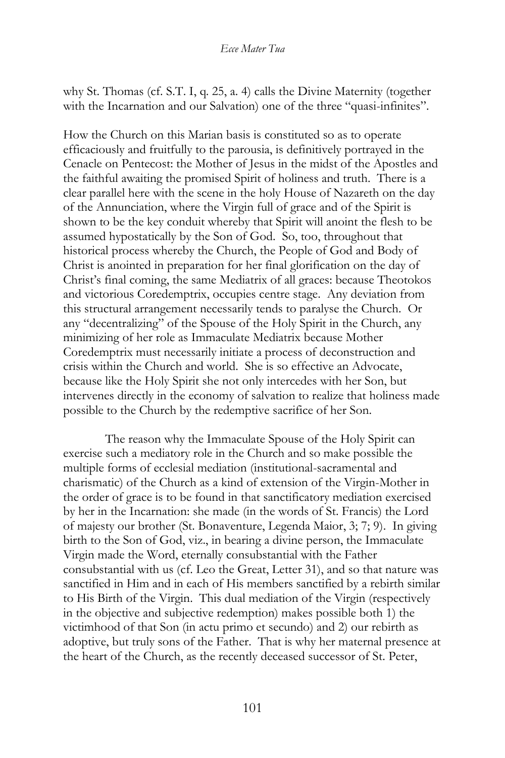why St. Thomas (cf. S.T. I, q. 25, a. 4) calls the Divine Maternity (together with the Incarnation and our Salvation) one of the three "quasi-infinites".

How the Church on this Marian basis is constituted so as to operate efficaciously and fruitfully to the parousia, is definitively portrayed in the Cenacle on Pentecost: the Mother of Jesus in the midst of the Apostles and the faithful awaiting the promised Spirit of holiness and truth. There is a clear parallel here with the scene in the holy House of Nazareth on the day of the Annunciation, where the Virgin full of grace and of the Spirit is shown to be the key conduit whereby that Spirit will anoint the flesh to be assumed hypostatically by the Son of God. So, too, throughout that historical process whereby the Church, the People of God and Body of Christ is anointed in preparation for her final glorification on the day of Christ's final coming, the same Mediatrix of all graces: because Theotokos and victorious Coredemptrix, occupies centre stage. Any deviation from this structural arrangement necessarily tends to paralyse the Church. Or any "decentralizing" of the Spouse of the Holy Spirit in the Church, any minimizing of her role as Immaculate Mediatrix because Mother Coredemptrix must necessarily initiate a process of deconstruction and crisis within the Church and world. She is so effective an Advocate, because like the Holy Spirit she not only intercedes with her Son, but intervenes directly in the economy of salvation to realize that holiness made possible to the Church by the redemptive sacrifice of her Son.

The reason why the Immaculate Spouse of the Holy Spirit can exercise such a mediatory role in the Church and so make possible the multiple forms of ecclesial mediation (institutional-sacramental and charismatic) of the Church as a kind of extension of the Virgin-Mother in the order of grace is to be found in that sanctificatory mediation exercised by her in the Incarnation: she made (in the words of St. Francis) the Lord of majesty our brother (St. Bonaventure, Legenda Maior, 3; 7; 9). In giving birth to the Son of God, viz., in bearing a divine person, the Immaculate Virgin made the Word, eternally consubstantial with the Father consubstantial with us (cf. Leo the Great, Letter 31), and so that nature was sanctified in Him and in each of His members sanctified by a rebirth similar to His Birth of the Virgin. This dual mediation of the Virgin (respectively in the objective and subjective redemption) makes possible both 1) the victimhood of that Son (in actu primo et secundo) and 2) our rebirth as adoptive, but truly sons of the Father. That is why her maternal presence at the heart of the Church, as the recently deceased successor of St. Peter,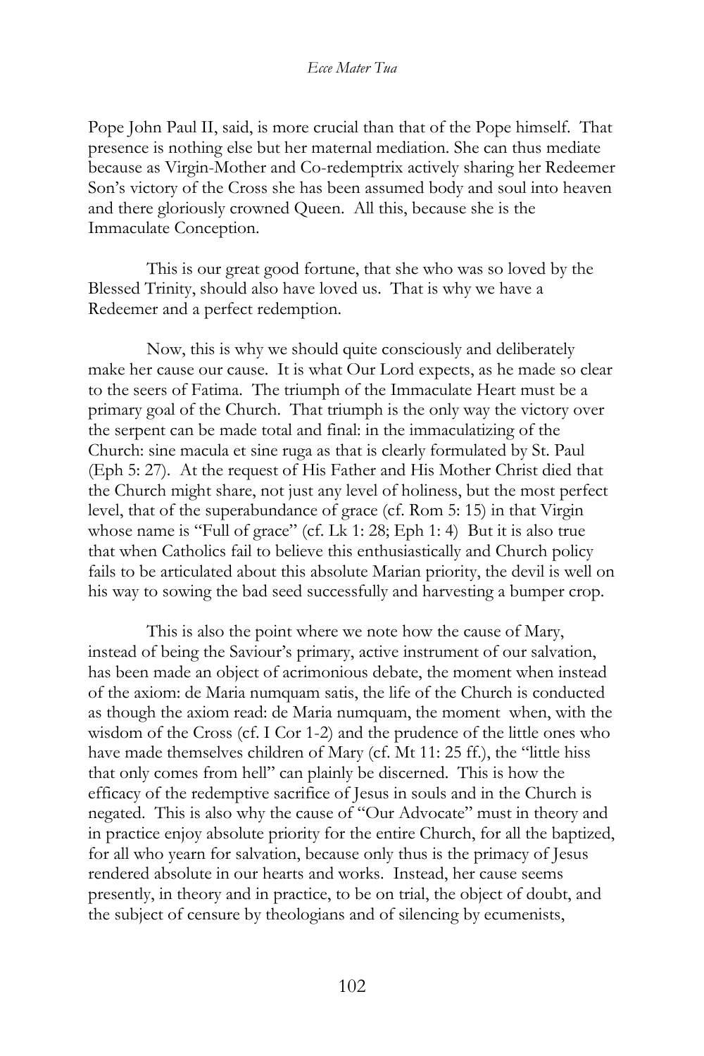Pope John Paul II, said, is more crucial than that of the Pope himself. That presence is nothing else but her maternal mediation. She can thus mediate because as Virgin-Mother and Co-redemptrix actively sharing her Redeemer Son's victory of the Cross she has been assumed body and soul into heaven and there gloriously crowned Queen. All this, because she is the Immaculate Conception.

This is our great good fortune, that she who was so loved by the Blessed Trinity, should also have loved us. That is why we have a Redeemer and a perfect redemption.

Now, this is why we should quite consciously and deliberately make her cause our cause. It is what Our Lord expects, as he made so clear to the seers of Fatima. The triumph of the Immaculate Heart must be a primary goal of the Church. That triumph is the only way the victory over the serpent can be made total and final: in the immaculatizing of the Church: sine macula et sine ruga as that is clearly formulated by St. Paul (Eph 5: 27). At the request of His Father and His Mother Christ died that the Church might share, not just any level of holiness, but the most perfect level, that of the superabundance of grace (cf. Rom 5: 15) in that Virgin whose name is "Full of grace" (cf. Lk 1: 28; Eph 1: 4) But it is also true that when Catholics fail to believe this enthusiastically and Church policy fails to be articulated about this absolute Marian priority, the devil is well on his way to sowing the bad seed successfully and harvesting a bumper crop.

This is also the point where we note how the cause of Mary, instead of being the Saviour's primary, active instrument of our salvation, has been made an object of acrimonious debate, the moment when instead of the axiom: de Maria numquam satis, the life of the Church is conducted as though the axiom read: de Maria numquam, the moment when, with the wisdom of the Cross (cf. I Cor 1-2) and the prudence of the little ones who have made themselves children of Mary (cf. Mt 11: 25 ff.), the "little hiss that only comes from hell" can plainly be discerned. This is how the efficacy of the redemptive sacrifice of Jesus in souls and in the Church is negated. This is also why the cause of "Our Advocate" must in theory and in practice enjoy absolute priority for the entire Church, for all the baptized, for all who yearn for salvation, because only thus is the primacy of Jesus rendered absolute in our hearts and works. Instead, her cause seems presently, in theory and in practice, to be on trial, the object of doubt, and the subject of censure by theologians and of silencing by ecumenists,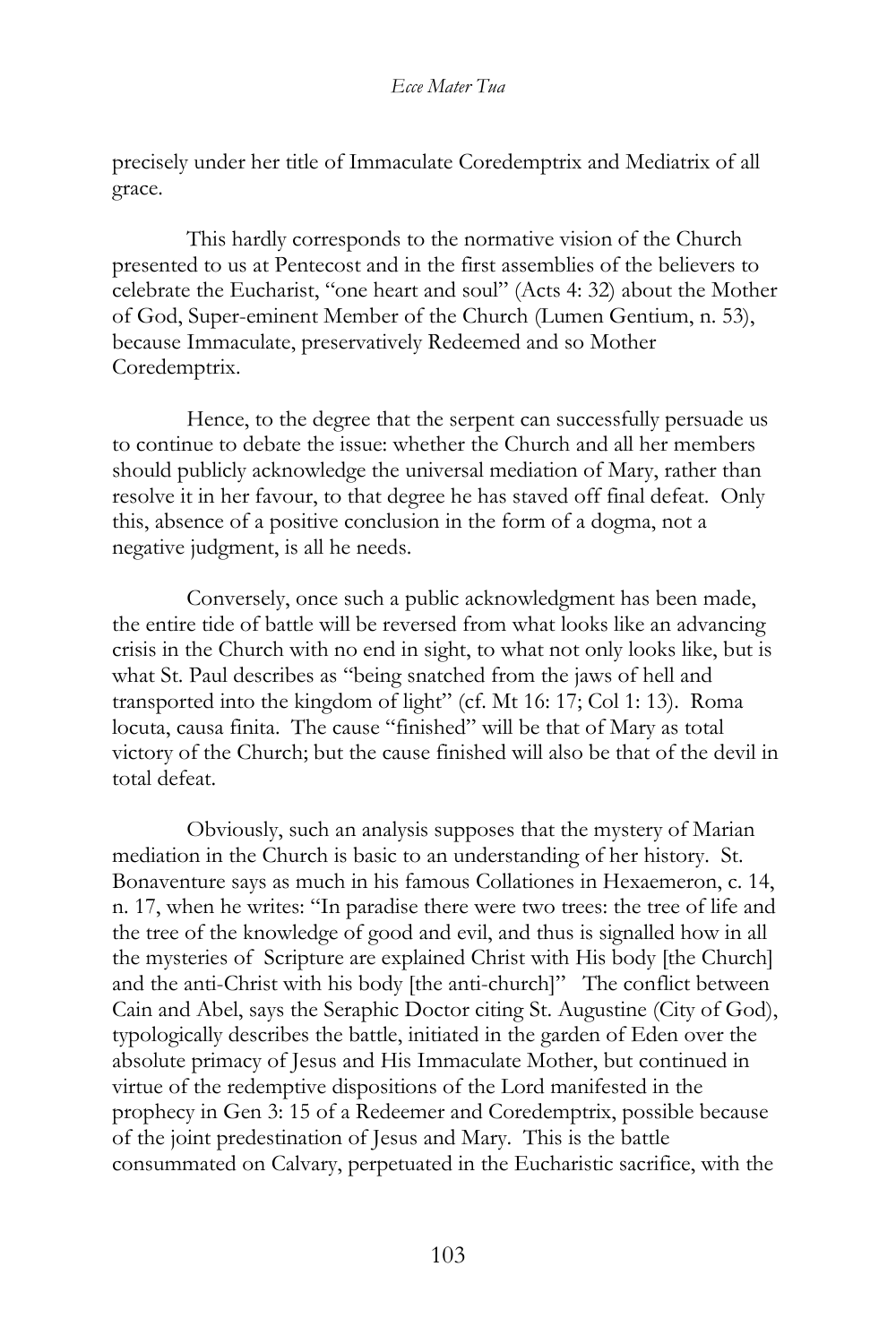precisely under her title of Immaculate Coredemptrix and Mediatrix of all grace.

This hardly corresponds to the normative vision of the Church presented to us at Pentecost and in the first assemblies of the believers to celebrate the Eucharist, "one heart and soul" (Acts 4: 32) about the Mother of God, Super-eminent Member of the Church (Lumen Gentium, n. 53), because Immaculate, preservatively Redeemed and so Mother Coredemptrix.

Hence, to the degree that the serpent can successfully persuade us to continue to debate the issue: whether the Church and all her members should publicly acknowledge the universal mediation of Mary, rather than resolve it in her favour, to that degree he has staved off final defeat. Only this, absence of a positive conclusion in the form of a dogma, not a negative judgment, is all he needs.

Conversely, once such a public acknowledgment has been made, the entire tide of battle will be reversed from what looks like an advancing crisis in the Church with no end in sight, to what not only looks like, but is what St. Paul describes as "being snatched from the jaws of hell and transported into the kingdom of light" (cf. Mt 16: 17; Col 1: 13). Roma locuta, causa finita. The cause "finished" will be that of Mary as total victory of the Church; but the cause finished will also be that of the devil in total defeat.

Obviously, such an analysis supposes that the mystery of Marian mediation in the Church is basic to an understanding of her history. St. Bonaventure says as much in his famous Collationes in Hexaemeron, c. 14, n. 17, when he writes: "In paradise there were two trees: the tree of life and the tree of the knowledge of good and evil, and thus is signalled how in all the mysteries of Scripture are explained Christ with His body [the Church] and the anti-Christ with his body [the anti-church]" The conflict between Cain and Abel, says the Seraphic Doctor citing St. Augustine (City of God), typologically describes the battle, initiated in the garden of Eden over the absolute primacy of Jesus and His Immaculate Mother, but continued in virtue of the redemptive dispositions of the Lord manifested in the prophecy in Gen 3: 15 of a Redeemer and Coredemptrix, possible because of the joint predestination of Jesus and Mary. This is the battle consummated on Calvary, perpetuated in the Eucharistic sacrifice, with the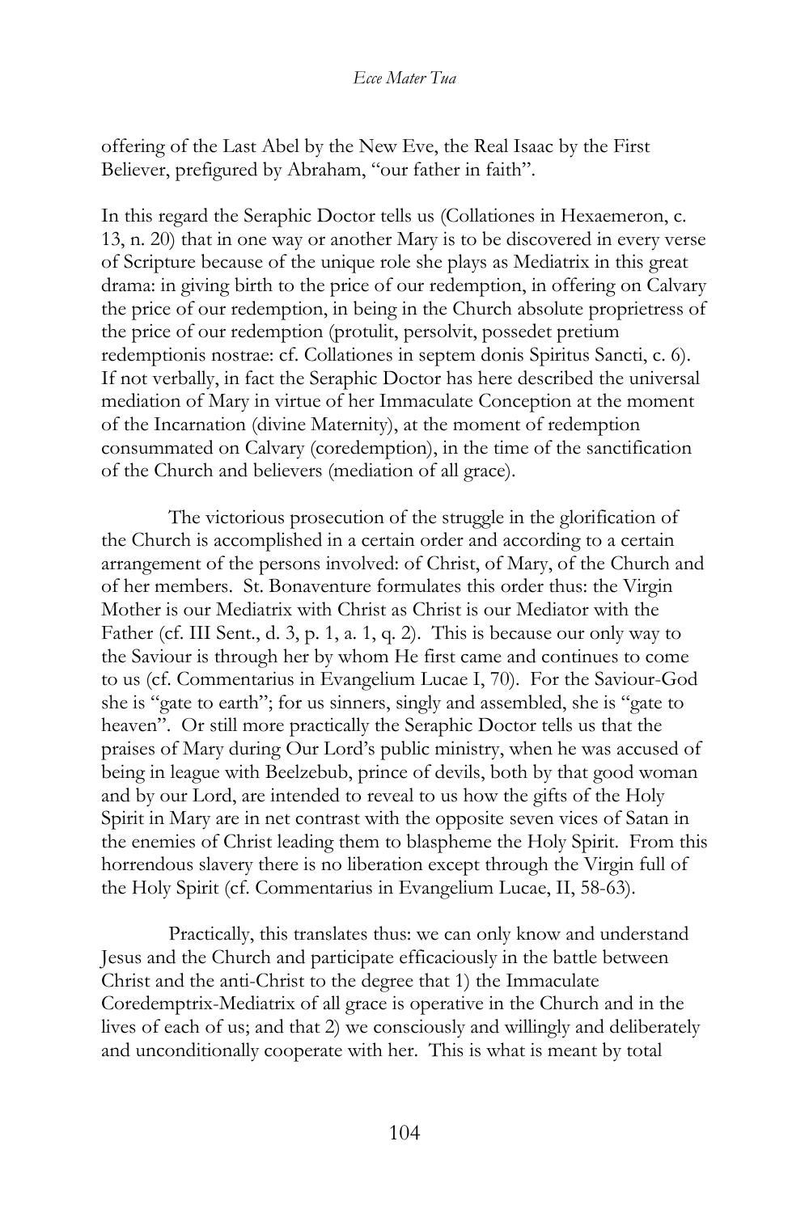offering of the Last Abel by the New Eve, the Real Isaac by the First Believer, prefigured by Abraham, "our father in faith".

In this regard the Seraphic Doctor tells us (Collationes in Hexaemeron, c. 13, n. 20) that in one way or another Mary is to be discovered in every verse of Scripture because of the unique role she plays as Mediatrix in this great drama: in giving birth to the price of our redemption, in offering on Calvary the price of our redemption, in being in the Church absolute proprietress of the price of our redemption (protulit, persolvit, possedet pretium redemptionis nostrae: cf. Collationes in septem donis Spiritus Sancti, c. 6). If not verbally, in fact the Seraphic Doctor has here described the universal mediation of Mary in virtue of her Immaculate Conception at the moment of the Incarnation (divine Maternity), at the moment of redemption consummated on Calvary (coredemption), in the time of the sanctification of the Church and believers (mediation of all grace).

The victorious prosecution of the struggle in the glorification of the Church is accomplished in a certain order and according to a certain arrangement of the persons involved: of Christ, of Mary, of the Church and of her members. St. Bonaventure formulates this order thus: the Virgin Mother is our Mediatrix with Christ as Christ is our Mediator with the Father (cf. III Sent., d. 3, p. 1, a. 1, q. 2). This is because our only way to the Saviour is through her by whom He first came and continues to come to us (cf. Commentarius in Evangelium Lucae I, 70). For the Saviour-God she is "gate to earth"; for us sinners, singly and assembled, she is "gate to heaven". Or still more practically the Seraphic Doctor tells us that the praises of Mary during Our Lord's public ministry, when he was accused of being in league with Beelzebub, prince of devils, both by that good woman and by our Lord, are intended to reveal to us how the gifts of the Holy Spirit in Mary are in net contrast with the opposite seven vices of Satan in the enemies of Christ leading them to blaspheme the Holy Spirit. From this horrendous slavery there is no liberation except through the Virgin full of the Holy Spirit (cf. Commentarius in Evangelium Lucae, II, 58-63).

Practically, this translates thus: we can only know and understand Jesus and the Church and participate efficaciously in the battle between Christ and the anti-Christ to the degree that 1) the Immaculate Coredemptrix-Mediatrix of all grace is operative in the Church and in the lives of each of us; and that 2) we consciously and willingly and deliberately and unconditionally cooperate with her. This is what is meant by total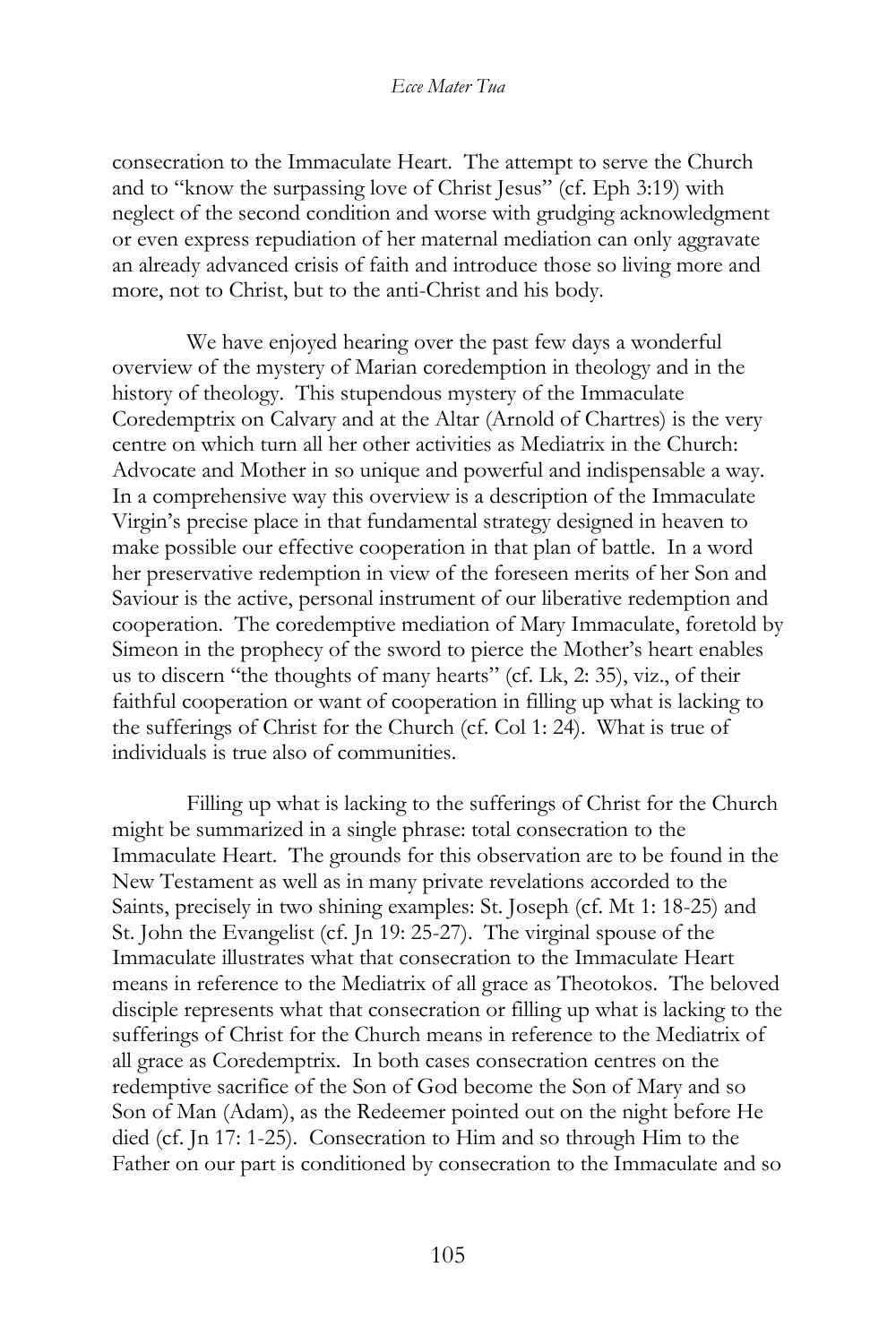consecration to the Immaculate Heart. The attempt to serve the Church and to "know the surpassing love of Christ Jesus" (cf. Eph 3:19) with neglect of the second condition and worse with grudging acknowledgment or even express repudiation of her maternal mediation can only aggravate an already advanced crisis of faith and introduce those so living more and more, not to Christ, but to the anti-Christ and his body.

We have enjoyed hearing over the past few days a wonderful overview of the mystery of Marian coredemption in theology and in the history of theology. This stupendous mystery of the Immaculate Coredemptrix on Calvary and at the Altar (Arnold of Chartres) is the very centre on which turn all her other activities as Mediatrix in the Church: Advocate and Mother in so unique and powerful and indispensable a way. In a comprehensive way this overview is a description of the Immaculate Virgin's precise place in that fundamental strategy designed in heaven to make possible our effective cooperation in that plan of battle. In a word her preservative redemption in view of the foreseen merits of her Son and Saviour is the active, personal instrument of our liberative redemption and cooperation. The coredemptive mediation of Mary Immaculate, foretold by Simeon in the prophecy of the sword to pierce the Mother's heart enables us to discern "the thoughts of many hearts" (cf. Lk, 2: 35), viz., of their faithful cooperation or want of cooperation in filling up what is lacking to the sufferings of Christ for the Church (cf. Col 1: 24). What is true of individuals is true also of communities.

Filling up what is lacking to the sufferings of Christ for the Church might be summarized in a single phrase: total consecration to the Immaculate Heart. The grounds for this observation are to be found in the New Testament as well as in many private revelations accorded to the Saints, precisely in two shining examples: St. Joseph (cf. Mt 1: 18-25) and St. John the Evangelist (cf. Jn 19: 25-27). The virginal spouse of the Immaculate illustrates what that consecration to the Immaculate Heart means in reference to the Mediatrix of all grace as Theotokos. The beloved disciple represents what that consecration or filling up what is lacking to the sufferings of Christ for the Church means in reference to the Mediatrix of all grace as Coredemptrix. In both cases consecration centres on the redemptive sacrifice of the Son of God become the Son of Mary and so Son of Man (Adam), as the Redeemer pointed out on the night before He died (cf. Jn 17: 1-25). Consecration to Him and so through Him to the Father on our part is conditioned by consecration to the Immaculate and so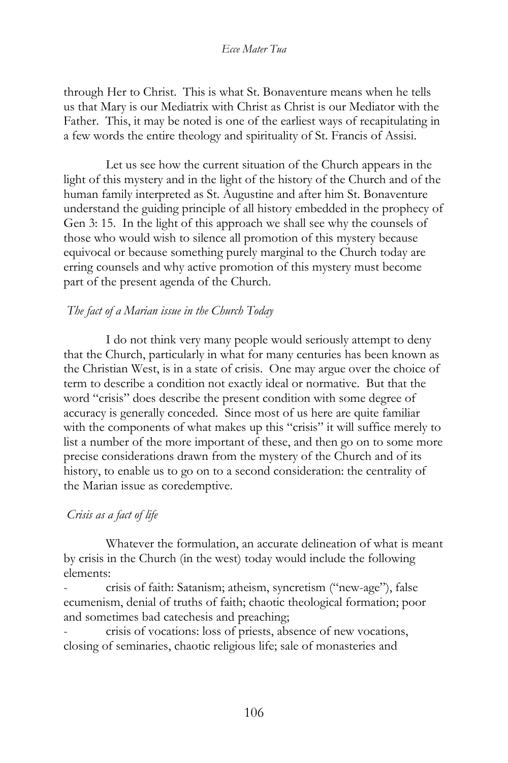through Her to Christ. This is what St. Bonaventure means when he tells us that Mary is our Mediatrix with Christ as Christ is our Mediator with the Father. This, it may be noted is one of the earliest ways of recapitulating in a few words the entire theology and spirituality of St. Francis of Assisi.

Let us see how the current situation of the Church appears in the light of this mystery and in the light of the history of the Church and of the human family interpreted as St. Augustine and after him St. Bonaventure understand the guiding principle of all history embedded in the prophecy of Gen 3: 15. In the light of this approach we shall see why the counsels of those who would wish to silence all promotion of this mystery because equivocal or because something purely marginal to the Church today are erring counsels and why active promotion of this mystery must become part of the present agenda of the Church.

*The fact of a Marian issue in the Church Today*

I do not think very many people would seriously attempt to deny that the Church, particularly in what for many centuries has been known as the Christian West, is in a state of crisis. One may argue over the choice of term to describe a condition not exactly ideal or normative. But that the word "crisis" does describe the present condition with some degree of accuracy is generally conceded. Since most of us here are quite familiar with the components of what makes up this "crisis" it will suffice merely to list a number of the more important of these, and then go on to some more precise considerations drawn from the mystery of the Church and of its history, to enable us to go on to a second consideration: the centrality of the Marian issue as coredemptive.

*Crisis as a fact of life*

Whatever the formulation, an accurate delineation of what is meant by crisis in the Church (in the west) today would include the following elements:

- crisis of faith: Satanism; atheism, syncretism ("new-age"), false ecumenism, denial of truths of faith; chaotic theological formation; poor and sometimes bad catechesis and preaching;
- crisis of vocations: loss of priests, absence of new vocations, closing of seminaries, chaotic religious life; sale of monasteries and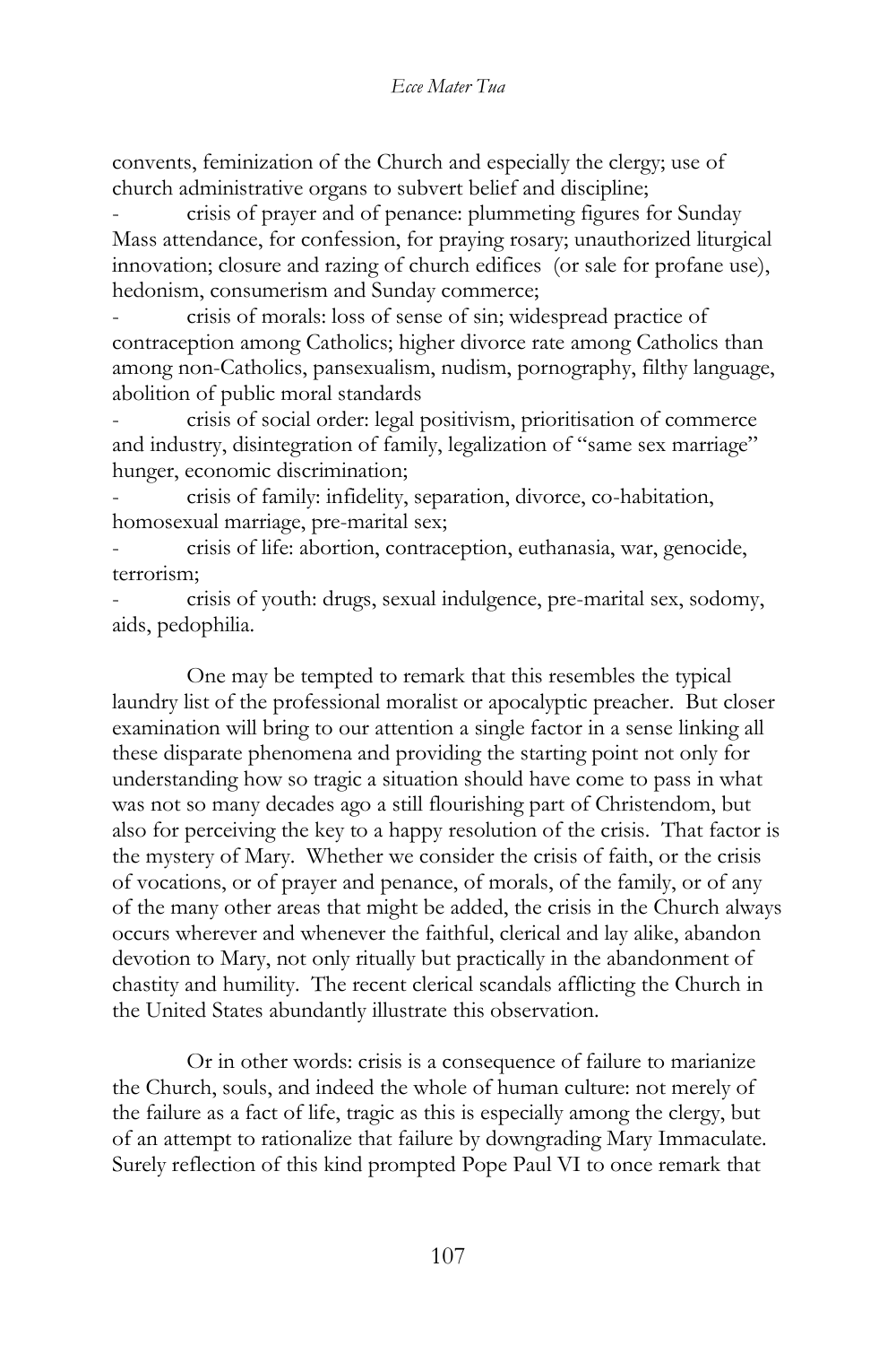convents, feminization of the Church and especially the clergy; use of church administrative organs to subvert belief and discipline;

- crisis of prayer and of penance: plummeting figures for Sunday Mass attendance, for confession, for praying rosary; unauthorized liturgical innovation; closure and razing of church edifices (or sale for profane use), hedonism, consumerism and Sunday commerce;
- crisis of morals: loss of sense of sin; widespread practice of contraception among Catholics; higher divorce rate among Catholics than among non-Catholics, pansexualism, nudism, pornography, filthy language, abolition of public moral standards
- crisis of social order: legal positivism, prioritisation of commerce and industry, disintegration of family, legalization of "same sex marriage" hunger, economic discrimination;
- crisis of family: infidelity, separation, divorce, co-habitation, homosexual marriage, pre-marital sex;
- crisis of life: abortion, contraception, euthanasia, war, genocide, terrorism;
- crisis of youth: drugs, sexual indulgence, pre-marital sex, sodomy, aids, pedophilia.

One may be tempted to remark that this resembles the typical laundry list of the professional moralist or apocalyptic preacher. But closer examination will bring to our attention a single factor in a sense linking all these disparate phenomena and providing the starting point not only for understanding how so tragic a situation should have come to pass in what was not so many decades ago a still flourishing part of Christendom, but also for perceiving the key to a happy resolution of the crisis. That factor is the mystery of Mary. Whether we consider the crisis of faith, or the crisis of vocations, or of prayer and penance, of morals, of the family, or of any of the many other areas that might be added, the crisis in the Church always occurs wherever and whenever the faithful, clerical and lay alike, abandon devotion to Mary, not only ritually but practically in the abandonment of chastity and humility. The recent clerical scandals afflicting the Church in the United States abundantly illustrate this observation.

Or in other words: crisis is a consequence of failure to marianize the Church, souls, and indeed the whole of human culture: not merely of the failure as a fact of life, tragic as this is especially among the clergy, but of an attempt to rationalize that failure by downgrading Mary Immaculate. Surely reflection of this kind prompted Pope Paul VI to once remark that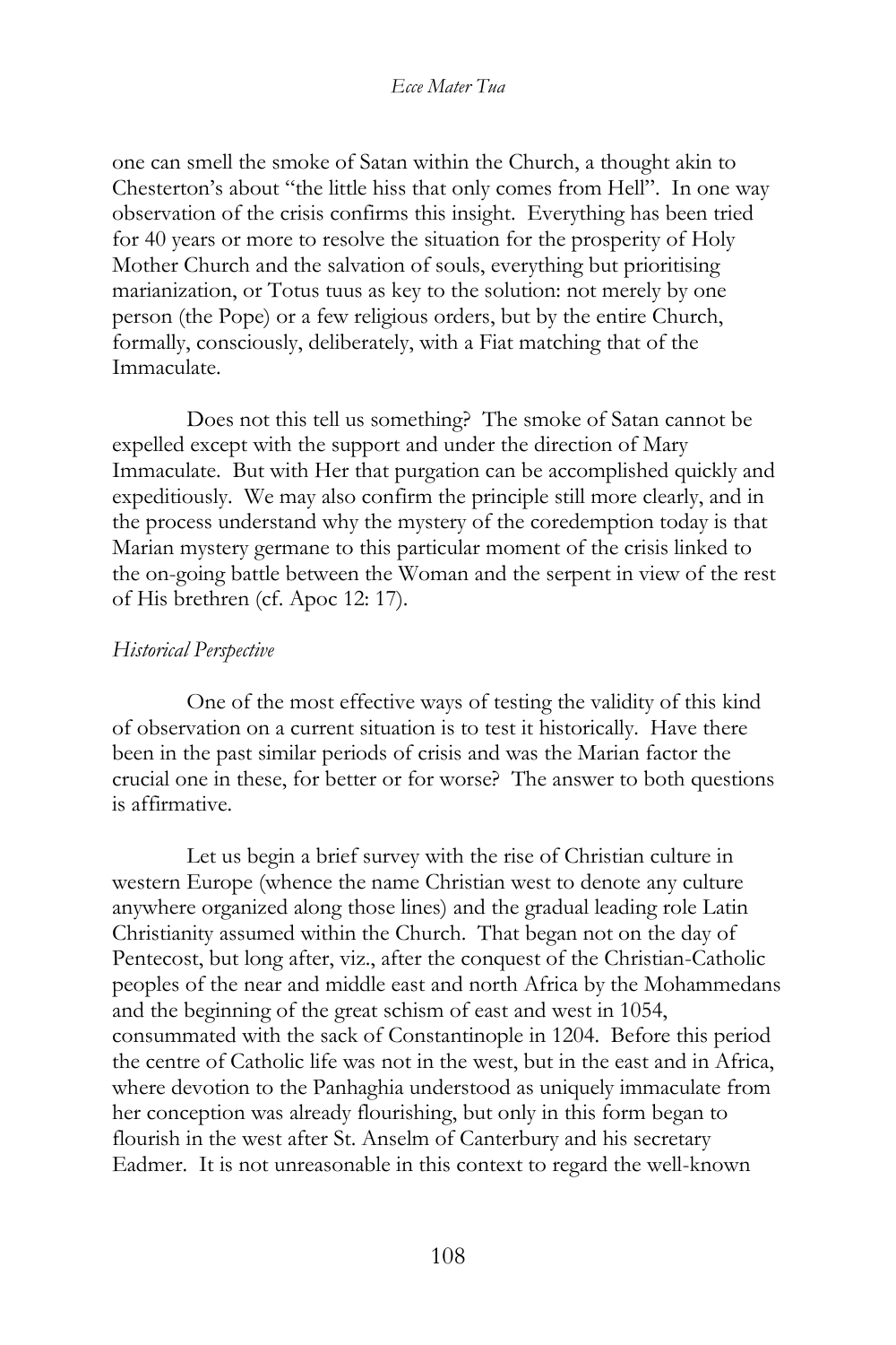one can smell the smoke of Satan within the Church, a thought akin to Chesterton's about "the little hiss that only comes from Hell". In one way observation of the crisis confirms this insight. Everything has been tried for 40 years or more to resolve the situation for the prosperity of Holy Mother Church and the salvation of souls, everything but prioritising marianization, or Totus tuus as key to the solution: not merely by one person (the Pope) or a few religious orders, but by the entire Church, formally, consciously, deliberately, with a Fiat matching that of the Immaculate.

Does not this tell us something? The smoke of Satan cannot be expelled except with the support and under the direction of Mary Immaculate. But with Her that purgation can be accomplished quickly and expeditiously. We may also confirm the principle still more clearly, and in the process understand why the mystery of the coredemption today is that Marian mystery germane to this particular moment of the crisis linked to the on-going battle between the Woman and the serpent in view of the rest of His brethren (cf. Apoc 12: 17).

*Historical Perspective*

One of the most effective ways of testing the validity of this kind of observation on a current situation is to test it historically. Have there been in the past similar periods of crisis and was the Marian factor the crucial one in these, for better or for worse? The answer to both questions is affirmative.

Let us begin a brief survey with the rise of Christian culture in western Europe (whence the name Christian west to denote any culture anywhere organized along those lines) and the gradual leading role Latin Christianity assumed within the Church. That began not on the day of Pentecost, but long after, viz., after the conquest of the Christian-Catholic peoples of the near and middle east and north Africa by the Mohammedans and the beginning of the great schism of east and west in 1054, consummated with the sack of Constantinople in 1204. Before this period the centre of Catholic life was not in the west, but in the east and in Africa, where devotion to the Panhaghia understood as uniquely immaculate from her conception was already flourishing, but only in this form began to flourish in the west after St. Anselm of Canterbury and his secretary Eadmer. It is not unreasonable in this context to regard the well-known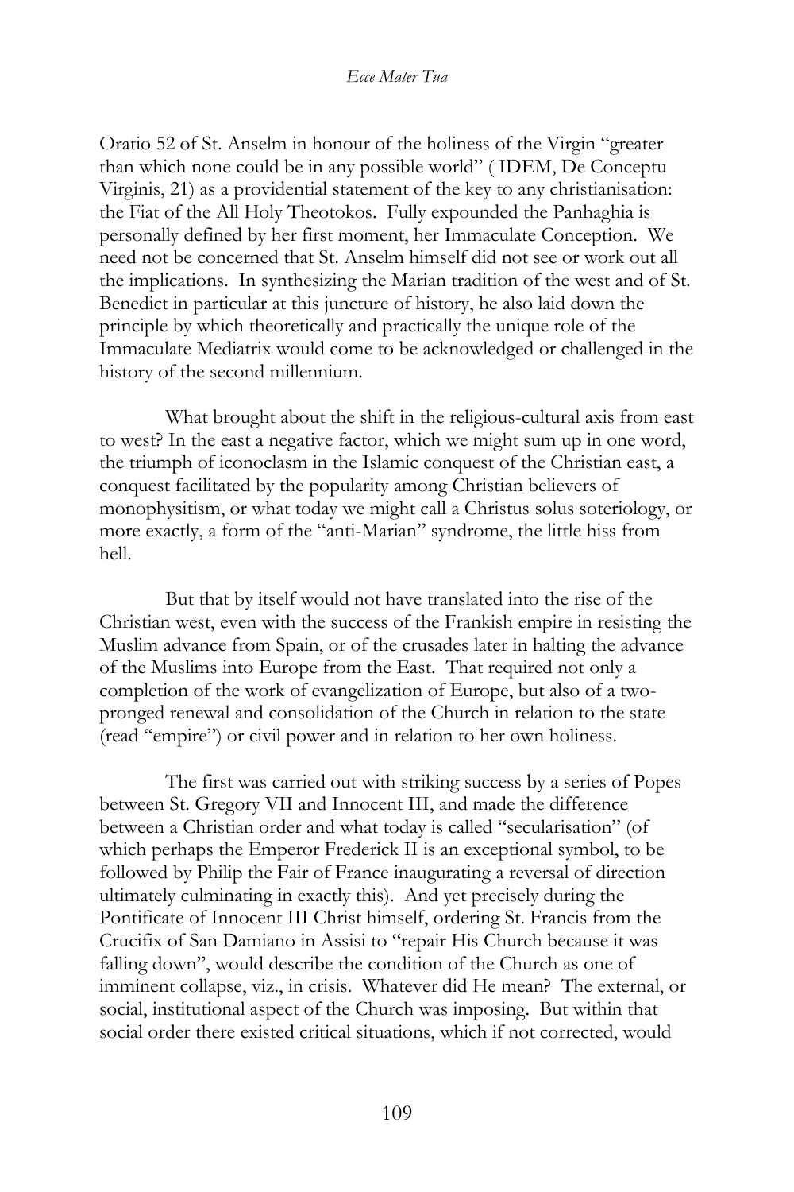Oratio 52 of St. Anselm in honour of the holiness of the Virgin "greater than which none could be in any possible world" ( IDEM, De Conceptu Virginis, 21) as a providential statement of the key to any christianisation: the Fiat of the All Holy Theotokos. Fully expounded the Panhaghia is personally defined by her first moment, her Immaculate Conception. We need not be concerned that St. Anselm himself did not see or work out all the implications. In synthesizing the Marian tradition of the west and of St. Benedict in particular at this juncture of history, he also laid down the principle by which theoretically and practically the unique role of the Immaculate Mediatrix would come to be acknowledged or challenged in the history of the second millennium.

What brought about the shift in the religious-cultural axis from east to west? In the east a negative factor, which we might sum up in one word, the triumph of iconoclasm in the Islamic conquest of the Christian east, a conquest facilitated by the popularity among Christian believers of monophysitism, or what today we might call a Christus solus soteriology, or more exactly, a form of the "anti-Marian" syndrome, the little hiss from hell.

But that by itself would not have translated into the rise of the Christian west, even with the success of the Frankish empire in resisting the Muslim advance from Spain, or of the crusades later in halting the advance of the Muslims into Europe from the East. That required not only a completion of the work of evangelization of Europe, but also of a two-pronged renewal and consolidation of the Church in relation to the state (read "empire") or civil power and in relation to her own holiness.

The first was carried out with striking success by a series of Popes between St. Gregory VII and Innocent III, and made the difference between a Christian order and what today is called "secularisation" (of which perhaps the Emperor Frederick II is an exceptional symbol, to be followed by Philip the Fair of France inaugurating a reversal of direction ultimately culminating in exactly this). And yet precisely during the Pontificate of Innocent III Christ himself, ordering St. Francis from the Crucifix of San Damiano in Assisi to "repair His Church because it was falling down", would describe the condition of the Church as one of imminent collapse, viz., in crisis. Whatever did He mean? The external, or social, institutional aspect of the Church was imposing. But within that social order there existed critical situations, which if not corrected, would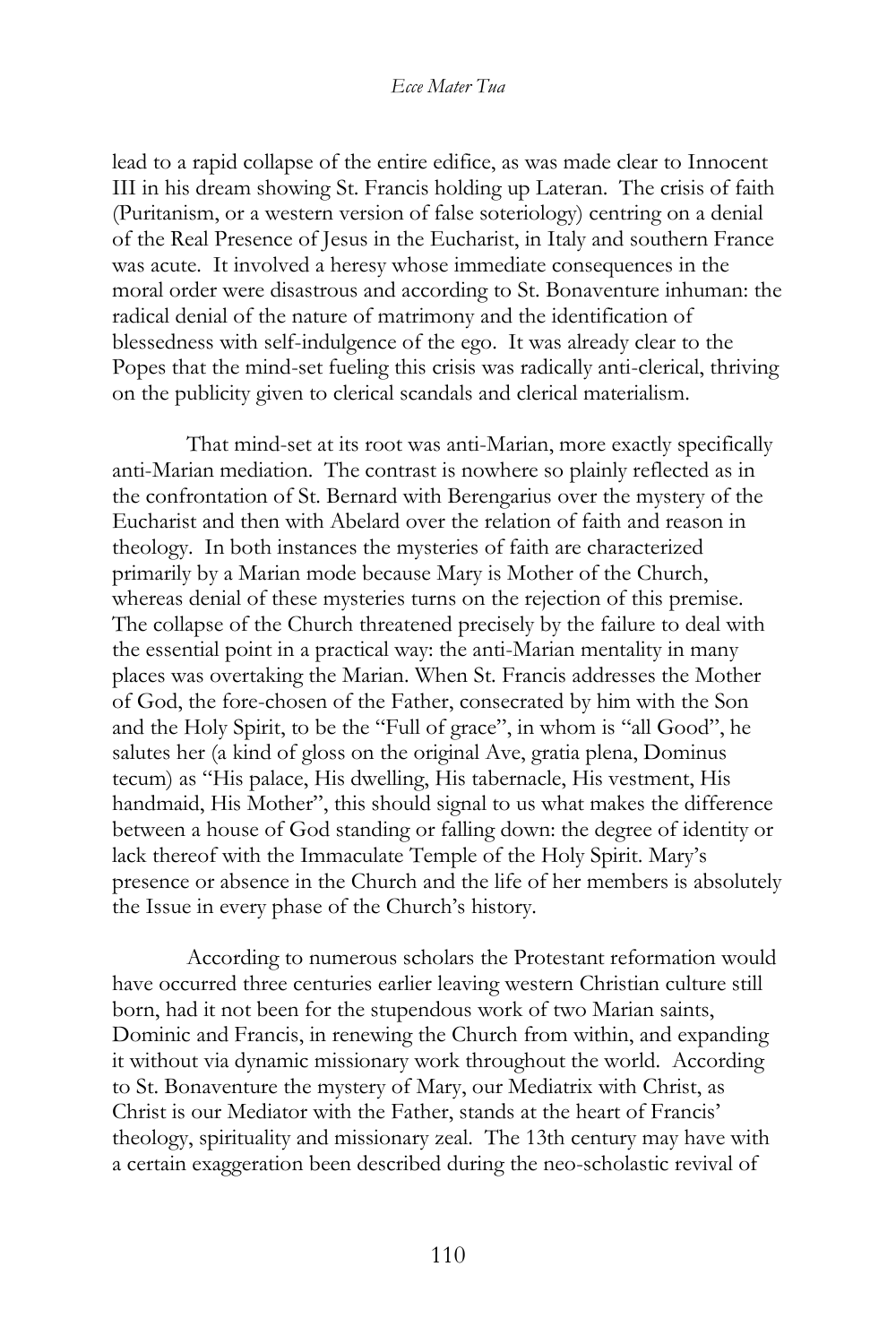lead to a rapid collapse of the entire edifice, as was made clear to Innocent III in his dream showing St. Francis holding up Lateran. The crisis of faith (Puritanism, or a western version of false soteriology) centring on a denial of the Real Presence of Jesus in the Eucharist, in Italy and southern France was acute. It involved a heresy whose immediate consequences in the moral order were disastrous and according to St. Bonaventure inhuman: the radical denial of the nature of matrimony and the identification of blessedness with self-indulgence of the ego. It was already clear to the Popes that the mind-set fueling this crisis was radically anti-clerical, thriving on the publicity given to clerical scandals and clerical materialism.

That mind-set at its root was anti-Marian, more exactly specifically anti-Marian mediation. The contrast is nowhere so plainly reflected as in the confrontation of St. Bernard with Berengarius over the mystery of the Eucharist and then with Abelard over the relation of faith and reason in theology. In both instances the mysteries of faith are characterized primarily by a Marian mode because Mary is Mother of the Church, whereas denial of these mysteries turns on the rejection of this premise. The collapse of the Church threatened precisely by the failure to deal with the essential point in a practical way: the anti-Marian mentality in many places was overtaking the Marian. When St. Francis addresses the Mother of God, the fore-chosen of the Father, consecrated by him with the Son and the Holy Spirit, to be the "Full of grace", in whom is "all Good", he salutes her (a kind of gloss on the original Ave, gratia plena, Dominus tecum) as "His palace, His dwelling, His tabernacle, His vestment, His handmaid, His Mother", this should signal to us what makes the difference between a house of God standing or falling down: the degree of identity or lack thereof with the Immaculate Temple of the Holy Spirit. Mary's presence or absence in the Church and the life of her members is absolutely the Issue in every phase of the Church's history.

According to numerous scholars the Protestant reformation would have occurred three centuries earlier leaving western Christian culture still born, had it not been for the stupendous work of two Marian saints, Dominic and Francis, in renewing the Church from within, and expanding it without via dynamic missionary work throughout the world. According to St. Bonaventure the mystery of Mary, our Mediatrix with Christ, as Christ is our Mediator with the Father, stands at the heart of Francis' theology, spirituality and missionary zeal. The 13th century may have with a certain exaggeration been described during the neo-scholastic revival of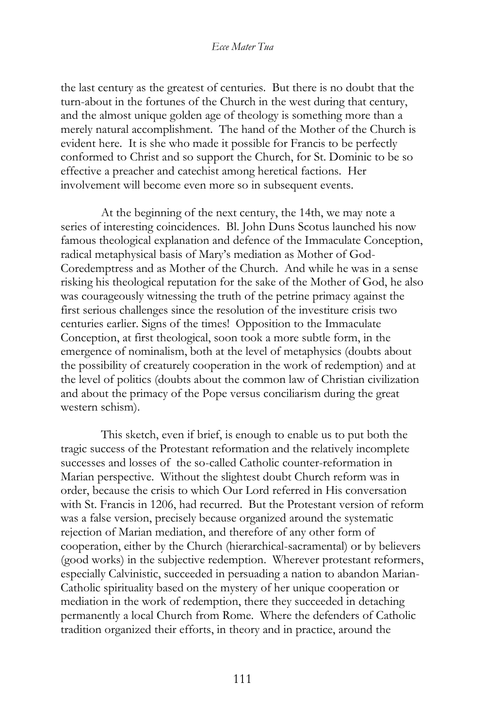the last century as the greatest of centuries. But there is no doubt that the turn-about in the fortunes of the Church in the west during that century, and the almost unique golden age of theology is something more than a merely natural accomplishment. The hand of the Mother of the Church is evident here. It is she who made it possible for Francis to be perfectly conformed to Christ and so support the Church, for St. Dominic to be so effective a preacher and catechist among heretical factions. Her involvement will become even more so in subsequent events.

At the beginning of the next century, the 14th, we may note a series of interesting coincidences. Bl. John Duns Scotus launched his now famous theological explanation and defence of the Immaculate Conception, radical metaphysical basis of Mary's mediation as Mother of God-Coredemptress and as Mother of the Church. And while he was in a sense risking his theological reputation for the sake of the Mother of God, he also was courageously witnessing the truth of the petrine primacy against the first serious challenges since the resolution of the investiture crisis two centuries earlier. Signs of the times! Opposition to the Immaculate Conception, at first theological, soon took a more subtle form, in the emergence of nominalism, both at the level of metaphysics (doubts about the possibility of creaturely cooperation in the work of redemption) and at the level of politics (doubts about the common law of Christian civilization and about the primacy of the Pope versus conciliarism during the great western schism).

This sketch, even if brief, is enough to enable us to put both the tragic success of the Protestant reformation and the relatively incomplete successes and losses of the so-called Catholic counter-reformation in Marian perspective. Without the slightest doubt Church reform was in order, because the crisis to which Our Lord referred in His conversation with St. Francis in 1206, had recurred. But the Protestant version of reform was a false version, precisely because organized around the systematic rejection of Marian mediation, and therefore of any other form of cooperation, either by the Church (hierarchical-sacramental) or by believers (good works) in the subjective redemption. Wherever protestant reformers, especially Calvinistic, succeeded in persuading a nation to abandon Marian-Catholic spirituality based on the mystery of her unique cooperation or mediation in the work of redemption, there they succeeded in detaching permanently a local Church from Rome. Where the defenders of Catholic tradition organized their efforts, in theory and in practice, around the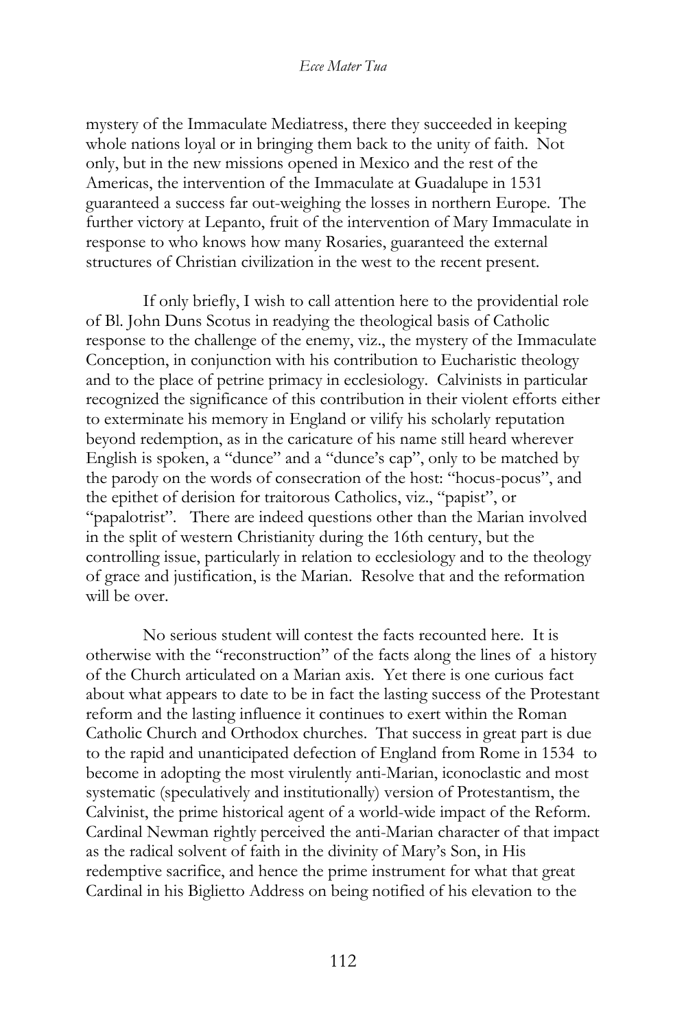mystery of the Immaculate Mediatress, there they succeeded in keeping whole nations loyal or in bringing them back to the unity of faith. Not only, but in the new missions opened in Mexico and the rest of the Americas, the intervention of the Immaculate at Guadalupe in 1531 guaranteed a success far out-weighing the losses in northern Europe. The further victory at Lepanto, fruit of the intervention of Mary Immaculate in response to who knows how many Rosaries, guaranteed the external structures of Christian civilization in the west to the recent present.

If only briefly, I wish to call attention here to the providential role of Bl. John Duns Scotus in readying the theological basis of Catholic response to the challenge of the enemy, viz., the mystery of the Immaculate Conception, in conjunction with his contribution to Eucharistic theology and to the place of petrine primacy in ecclesiology. Calvinists in particular recognized the significance of this contribution in their violent efforts either to exterminate his memory in England or vilify his scholarly reputation beyond redemption, as in the caricature of his name still heard wherever English is spoken, a "dunce" and a "dunce's cap", only to be matched by the parody on the words of consecration of the host: "hocus-pocus", and the epithet of derision for traitorous Catholics, viz., "papist", or "papalotrist". There are indeed questions other than the Marian involved in the split of western Christianity during the 16th century, but the controlling issue, particularly in relation to ecclesiology and to the theology of grace and justification, is the Marian. Resolve that and the reformation will be over.

No serious student will contest the facts recounted here. It is otherwise with the "reconstruction" of the facts along the lines of a history of the Church articulated on a Marian axis. Yet there is one curious fact about what appears to date to be in fact the lasting success of the Protestant reform and the lasting influence it continues to exert within the Roman Catholic Church and Orthodox churches. That success in great part is due to the rapid and unanticipated defection of England from Rome in 1534 to become in adopting the most virulently anti-Marian, iconoclastic and most systematic (speculatively and institutionally) version of Protestantism, the Calvinist, the prime historical agent of a world-wide impact of the Reform. Cardinal Newman rightly perceived the anti-Marian character of that impact as the radical solvent of faith in the divinity of Mary's Son, in His redemptive sacrifice, and hence the prime instrument for what that great Cardinal in his Biglietto Address on being notified of his elevation to the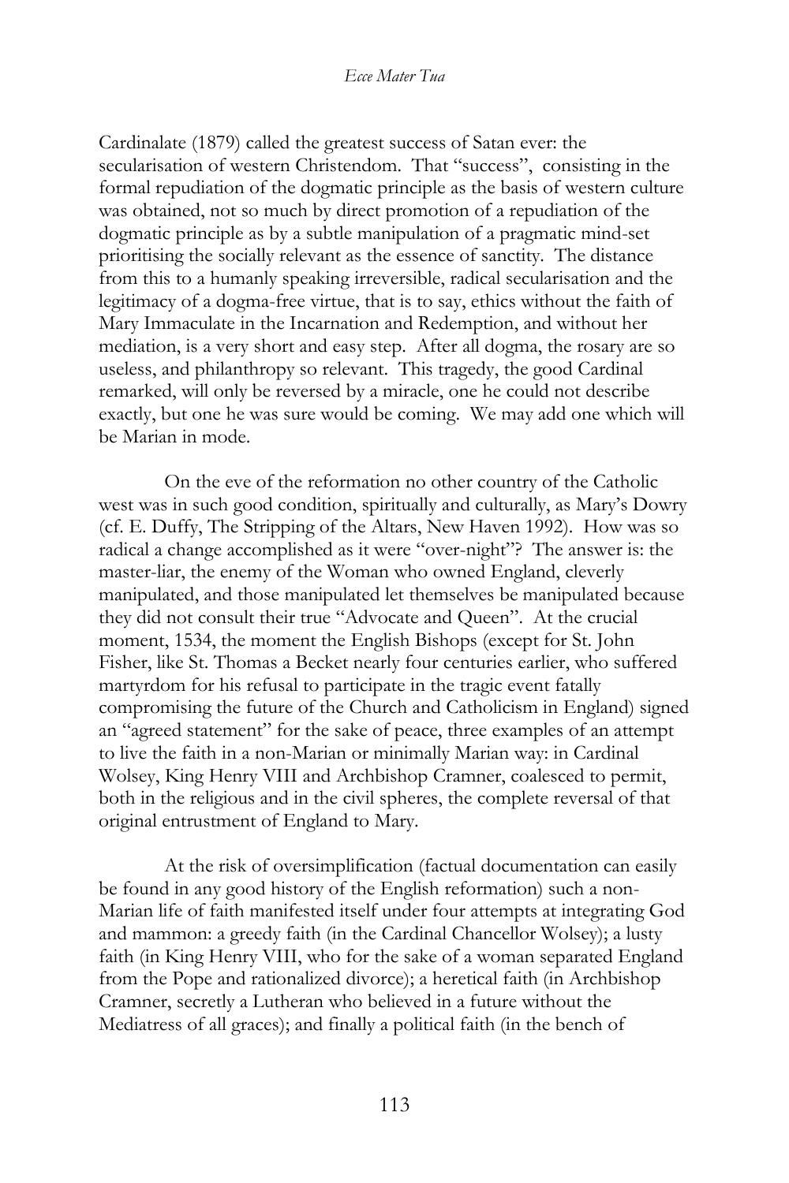Cardinalate (1879) called the greatest success of Satan ever: the secularisation of western Christendom. That "success", consisting in the formal repudiation of the dogmatic principle as the basis of western culture was obtained, not so much by direct promotion of a repudiation of the dogmatic principle as by a subtle manipulation of a pragmatic mind-set prioritising the socially relevant as the essence of sanctity. The distance from this to a humanly speaking irreversible, radical secularisation and the legitimacy of a dogma-free virtue, that is to say, ethics without the faith of Mary Immaculate in the Incarnation and Redemption, and without her mediation, is a very short and easy step. After all dogma, the rosary are so useless, and philanthropy so relevant. This tragedy, the good Cardinal remarked, will only be reversed by a miracle, one he could not describe exactly, but one he was sure would be coming. We may add one which will be Marian in mode.

On the eve of the reformation no other country of the Catholic west was in such good condition, spiritually and culturally, as Mary's Dowry (cf. E. Duffy, The Stripping of the Altars, New Haven 1992). How was so radical a change accomplished as it were "over-night"? The answer is: the master-liar, the enemy of the Woman who owned England, cleverly manipulated, and those manipulated let themselves be manipulated because they did not consult their true "Advocate and Queen". At the crucial moment, 1534, the moment the English Bishops (except for St. John Fisher, like St. Thomas a Becket nearly four centuries earlier, who suffered martyrdom for his refusal to participate in the tragic event fatally compromising the future of the Church and Catholicism in England) signed an "agreed statement" for the sake of peace, three examples of an attempt to live the faith in a non-Marian or minimally Marian way: in Cardinal Wolsey, King Henry VIII and Archbishop Cramner, coalesced to permit, both in the religious and in the civil spheres, the complete reversal of that original entrustment of England to Mary.

At the risk of oversimplification (factual documentation can easily be found in any good history of the English reformation) such a non-Marian life of faith manifested itself under four attempts at integrating God and mammon: a greedy faith (in the Cardinal Chancellor Wolsey); a lusty faith (in King Henry VIII, who for the sake of a woman separated England from the Pope and rationalized divorce); a heretical faith (in Archbishop Cramner, secretly a Lutheran who believed in a future without the Mediatress of all graces); and finally a political faith (in the bench of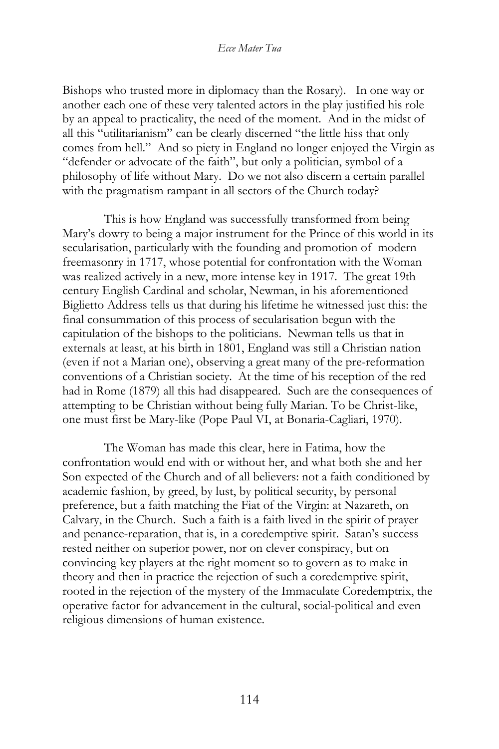Bishops who trusted more in diplomacy than the Rosary). In one way or another each one of these very talented actors in the play justified his role by an appeal to practicality, the need of the moment. And in the midst of all this "utilitarianism" can be clearly discerned "the little hiss that only comes from hell." And so piety in England no longer enjoyed the Virgin as "defender or advocate of the faith", but only a politician, symbol of a philosophy of life without Mary. Do we not also discern a certain parallel with the pragmatism rampant in all sectors of the Church today?

This is how England was successfully transformed from being Mary's dowry to being a major instrument for the Prince of this world in its secularisation, particularly with the founding and promotion of modern freemasonry in 1717, whose potential for confrontation with the Woman was realized actively in a new, more intense key in 1917. The great 19th century English Cardinal and scholar, Newman, in his aforementioned Biglietto Address tells us that during his lifetime he witnessed just this: the final consummation of this process of secularisation begun with the capitulation of the bishops to the politicians. Newman tells us that in externals at least, at his birth in 1801, England was still a Christian nation (even if not a Marian one), observing a great many of the pre-reformation conventions of a Christian society. At the time of his reception of the red had in Rome (1879) all this had disappeared. Such are the consequences of attempting to be Christian without being fully Marian. To be Christ-like, one must first be Mary-like (Pope Paul VI, at Bonaria-Cagliari, 1970).

The Woman has made this clear, here in Fatima, how the confrontation would end with or without her, and what both she and her Son expected of the Church and of all believers: not a faith conditioned by academic fashion, by greed, by lust, by political security, by personal preference, but a faith matching the Fiat of the Virgin: at Nazareth, on Calvary, in the Church. Such a faith is a faith lived in the spirit of prayer and penance-reparation, that is, in a coredemptive spirit. Satan's success rested neither on superior power, nor on clever conspiracy, but on convincing key players at the right moment so to govern as to make in theory and then in practice the rejection of such a coredemptive spirit, rooted in the rejection of the mystery of the Immaculate Coredemptrix, the operative factor for advancement in the cultural, social-political and even religious dimensions of human existence.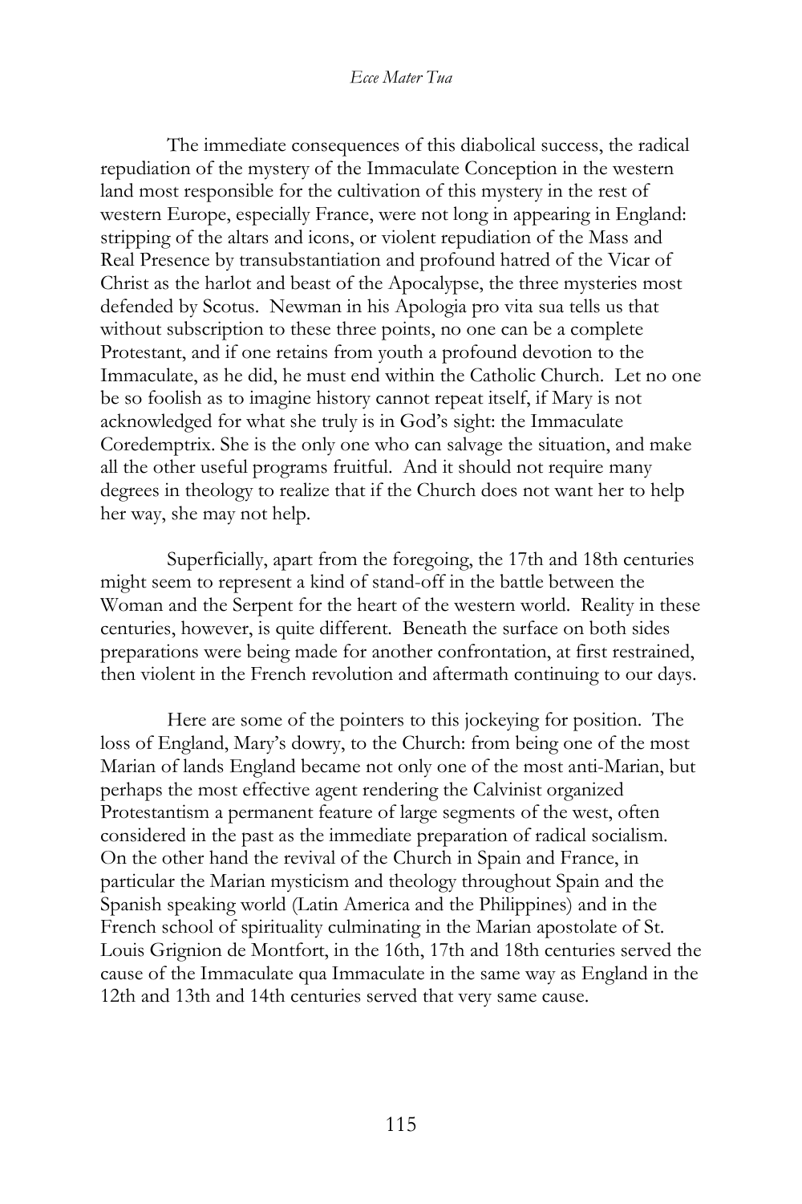The immediate consequences of this diabolical success, the radical repudiation of the mystery of the Immaculate Conception in the western land most responsible for the cultivation of this mystery in the rest of western Europe, especially France, were not long in appearing in England: stripping of the altars and icons, or violent repudiation of the Mass and Real Presence by transubstantiation and profound hatred of the Vicar of Christ as the harlot and beast of the Apocalypse, the three mysteries most defended by Scotus. Newman in his Apologia pro vita sua tells us that without subscription to these three points, no one can be a complete Protestant, and if one retains from youth a profound devotion to the Immaculate, as he did, he must end within the Catholic Church. Let no one be so foolish as to imagine history cannot repeat itself, if Mary is not acknowledged for what she truly is in God's sight: the Immaculate Coredemptrix. She is the only one who can salvage the situation, and make all the other useful programs fruitful. And it should not require many degrees in theology to realize that if the Church does not want her to help her way, she may not help.

Superficially, apart from the foregoing, the 17th and 18th centuries might seem to represent a kind of stand-off in the battle between the Woman and the Serpent for the heart of the western world. Reality in these centuries, however, is quite different. Beneath the surface on both sides preparations were being made for another confrontation, at first restrained, then violent in the French revolution and aftermath continuing to our days.

Here are some of the pointers to this jockeying for position. The loss of England, Mary's dowry, to the Church: from being one of the most Marian of lands England became not only one of the most anti-Marian, but perhaps the most effective agent rendering the Calvinist organized Protestantism a permanent feature of large segments of the west, often considered in the past as the immediate preparation of radical socialism. On the other hand the revival of the Church in Spain and France, in particular the Marian mysticism and theology throughout Spain and the Spanish speaking world (Latin America and the Philippines) and in the French school of spirituality culminating in the Marian apostolate of St. Louis Grignion de Montfort, in the 16th, 17th and 18th centuries served the cause of the Immaculate qua Immaculate in the same way as England in the 12th and 13th and 14th centuries served that very same cause.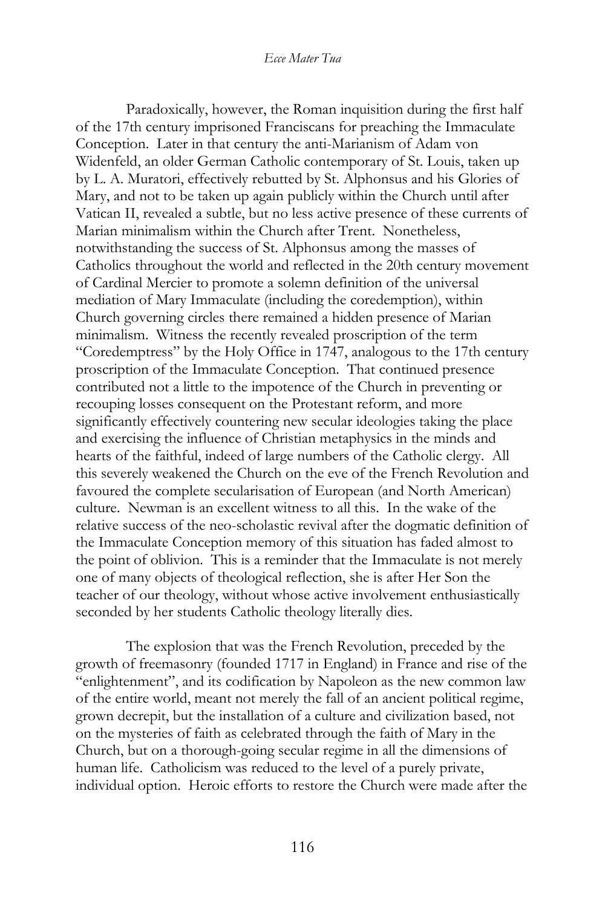Paradoxically, however, the Roman inquisition during the first half of the 17th century imprisoned Franciscans for preaching the Immaculate Conception. Later in that century the anti-Marianism of Adam von Widenfeld, an older German Catholic contemporary of St. Louis, taken up by L. A. Muratori, effectively rebutted by St. Alphonsus and his Glories of Mary, and not to be taken up again publicly within the Church until after Vatican II, revealed a subtle, but no less active presence of these currents of Marian minimalism within the Church after Trent. Nonetheless, notwithstanding the success of St. Alphonsus among the masses of Catholics throughout the world and reflected in the 20th century movement of Cardinal Mercier to promote a solemn definition of the universal mediation of Mary Immaculate (including the coredemption), within Church governing circles there remained a hidden presence of Marian minimalism. Witness the recently revealed proscription of the term "Coredemptress" by the Holy Office in 1747, analogous to the 17th century proscription of the Immaculate Conception. That continued presence contributed not a little to the impotence of the Church in preventing or recouping losses consequent on the Protestant reform, and more significantly effectively countering new secular ideologies taking the place and exercising the influence of Christian metaphysics in the minds and hearts of the faithful, indeed of large numbers of the Catholic clergy. All this severely weakened the Church on the eve of the French Revolution and favoured the complete secularisation of European (and North American) culture. Newman is an excellent witness to all this. In the wake of the relative success of the neo-scholastic revival after the dogmatic definition of the Immaculate Conception memory of this situation has faded almost to the point of oblivion. This is a reminder that the Immaculate is not merely one of many objects of theological reflection, she is after Her Son the teacher of our theology, without whose active involvement enthusiastically seconded by her students Catholic theology literally dies.

The explosion that was the French Revolution, preceded by the growth of freemasonry (founded 1717 in England) in France and rise of the "enlightenment", and its codification by Napoleon as the new common law of the entire world, meant not merely the fall of an ancient political regime, grown decrepit, but the installation of a culture and civilization based, not on the mysteries of faith as celebrated through the faith of Mary in the Church, but on a thorough-going secular regime in all the dimensions of human life. Catholicism was reduced to the level of a purely private, individual option. Heroic efforts to restore the Church were made after the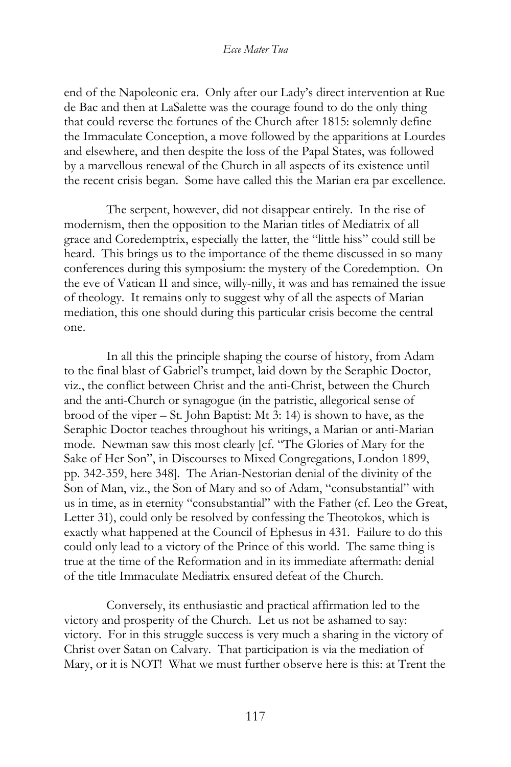end of the Napoleonic era. Only after our Lady's direct intervention at Rue de Bac and then at LaSalette was the courage found to do the only thing that could reverse the fortunes of the Church after 1815: solemnly define the Immaculate Conception, a move followed by the apparitions at Lourdes and elsewhere, and then despite the loss of the Papal States, was followed by a marvellous renewal of the Church in all aspects of its existence until the recent crisis began. Some have called this the Marian era par excellence.

The serpent, however, did not disappear entirely. In the rise of modernism, then the opposition to the Marian titles of Mediatrix of all grace and Coredemptrix, especially the latter, the "little hiss" could still be heard. This brings us to the importance of the theme discussed in so many conferences during this symposium: the mystery of the Coredemption. On the eve of Vatican II and since, willy-nilly, it was and has remained the issue of theology. It remains only to suggest why of all the aspects of Marian mediation, this one should during this particular crisis become the central one.

In all this the principle shaping the course of history, from Adam to the final blast of Gabriel's trumpet, laid down by the Seraphic Doctor, viz., the conflict between Christ and the anti-Christ, between the Church and the anti-Church or synagogue (in the patristic, allegorical sense of brood of the viper – St. John Baptist: Mt 3: 14) is shown to have, as the Seraphic Doctor teaches throughout his writings, a Marian or anti-Marian mode. Newman saw this most clearly [cf. "The Glories of Mary for the Sake of Her Son", in Discourses to Mixed Congregations, London 1899, pp. 342-359, here 348]. The Arian-Nestorian denial of the divinity of the Son of Man, viz., the Son of Mary and so of Adam, "consubstantial" with us in time, as in eternity "consubstantial" with the Father (cf. Leo the Great, Letter 31), could only be resolved by confessing the Theotokos, which is exactly what happened at the Council of Ephesus in 431. Failure to do this could only lead to a victory of the Prince of this world. The same thing is true at the time of the Reformation and in its immediate aftermath: denial of the title Immaculate Mediatrix ensured defeat of the Church.

Conversely, its enthusiastic and practical affirmation led to the victory and prosperity of the Church. Let us not be ashamed to say: victory. For in this struggle success is very much a sharing in the victory of Christ over Satan on Calvary. That participation is via the mediation of Mary, or it is NOT! What we must further observe here is this: at Trent the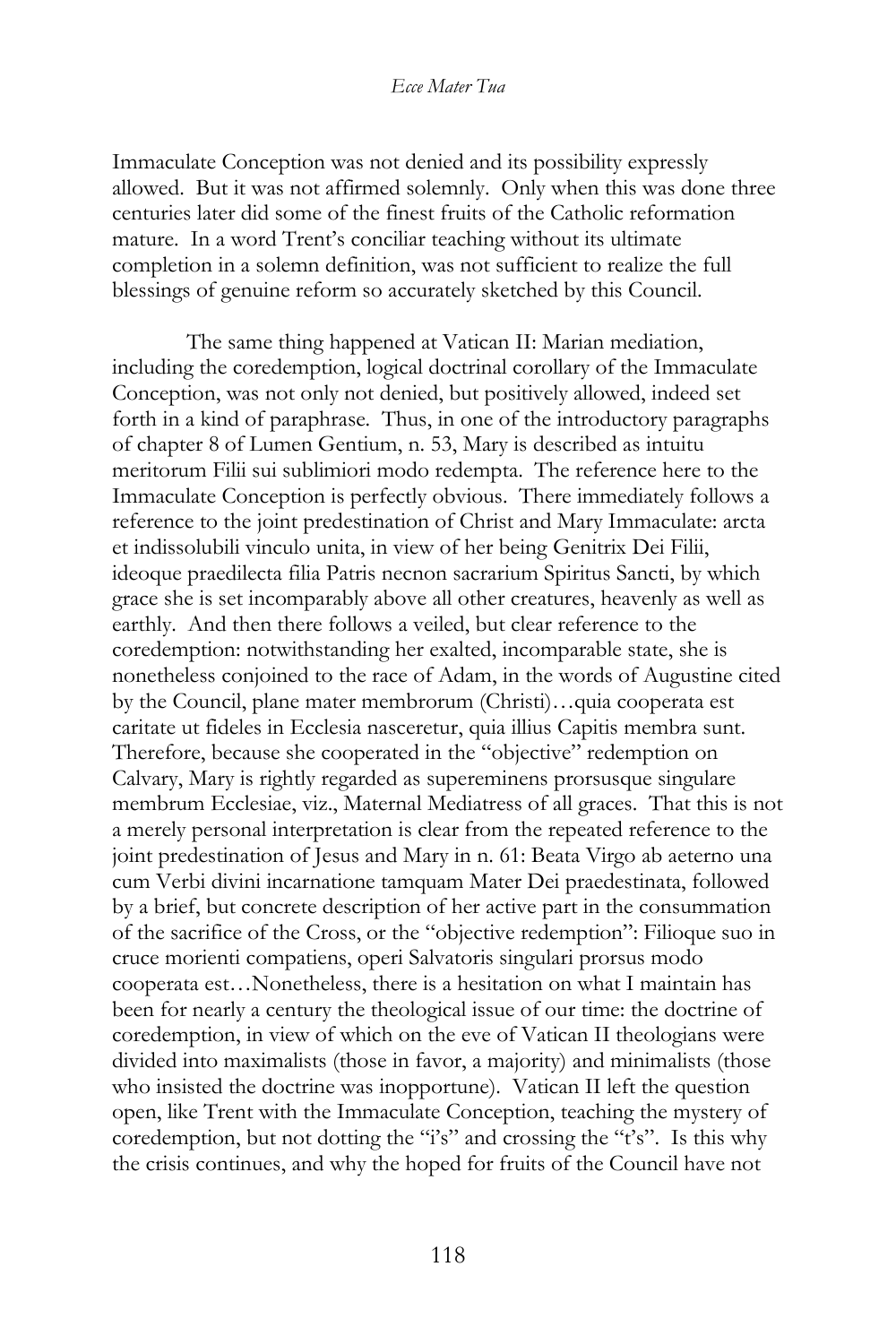Immaculate Conception was not denied and its possibility expressly allowed. But it was not affirmed solemnly. Only when this was done three centuries later did some of the finest fruits of the Catholic reformation mature. In a word Trent's conciliar teaching without its ultimate completion in a solemn definition, was not sufficient to realize the full blessings of genuine reform so accurately sketched by this Council.

The same thing happened at Vatican II: Marian mediation, including the coredemption, logical doctrinal corollary of the Immaculate Conception, was not only not denied, but positively allowed, indeed set forth in a kind of paraphrase. Thus, in one of the introductory paragraphs of chapter 8 of Lumen Gentium, n. 53, Mary is described as intuitu meritorum Filii sui sublimiori modo redempta. The reference here to the Immaculate Conception is perfectly obvious. There immediately follows a reference to the joint predestination of Christ and Mary Immaculate: arcta et indissolubili vinculo unita, in view of her being Genitrix Dei Filii, ideoque praedilecta filia Patris necnon sacrarium Spiritus Sancti, by which grace she is set incomparably above all other creatures, heavenly as well as earthly. And then there follows a veiled, but clear reference to the coredemption: notwithstanding her exalted, incomparable state, she is nonetheless conjoined to the race of Adam, in the words of Augustine cited by the Council, plane mater membrorum (Christi)…quia cooperata est caritate ut fideles in Ecclesia nasceretur, quia illius Capitis membra sunt. Therefore, because she cooperated in the "objective" redemption on Calvary, Mary is rightly regarded as supereminens prorsusque singulare membrum Ecclesiae, viz., Maternal Mediatress of all graces. That this is not a merely personal interpretation is clear from the repeated reference to the joint predestination of Jesus and Mary in n. 61: Beata Virgo ab aeterno una cum Verbi divini incarnatione tamquam Mater Dei praedestinata, followed by a brief, but concrete description of her active part in the consummation of the sacrifice of the Cross, or the "objective redemption": Filioque suo in cruce morienti compatiens, operi Salvatoris singulari prorsus modo cooperata est…Nonetheless, there is a hesitation on what I maintain has been for nearly a century the theological issue of our time: the doctrine of coredemption, in view of which on the eve of Vatican II theologians were divided into maximalists (those in favor, a majority) and minimalists (those who insisted the doctrine was inopportune). Vatican II left the question open, like Trent with the Immaculate Conception, teaching the mystery of coredemption, but not dotting the "i's" and crossing the "t's". Is this why the crisis continues, and why the hoped for fruits of the Council have not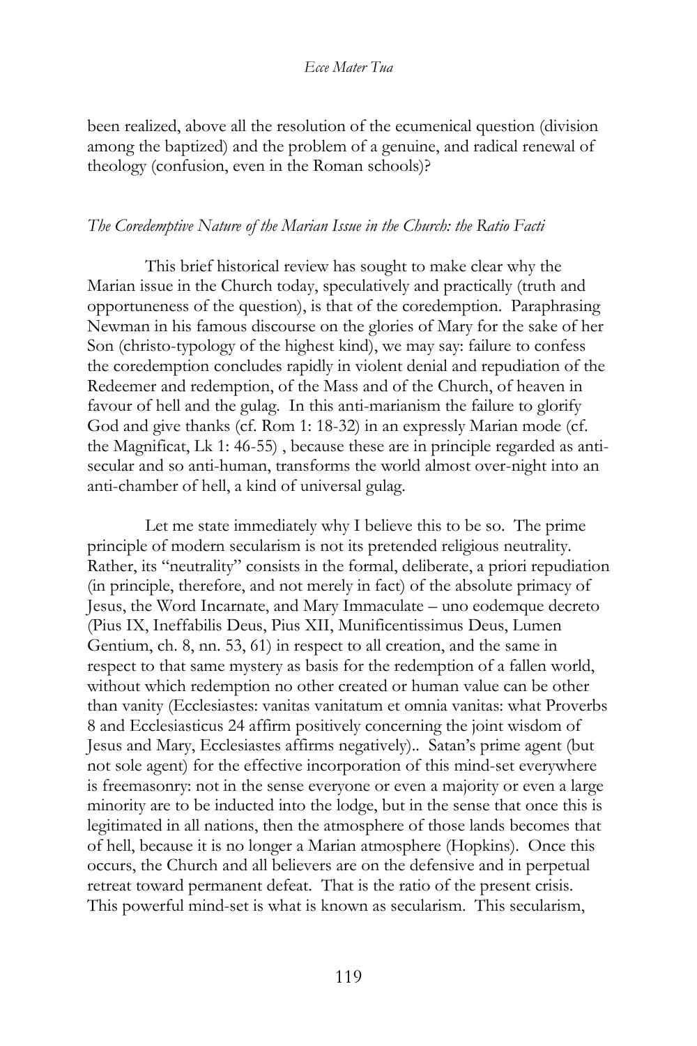been realized, above all the resolution of the ecumenical question (division among the baptized) and the problem of a genuine, and radical renewal of theology (confusion, even in the Roman schools)?

*The Coredemptive Nature of the Marian Issue in the Church: the Ratio Facti*

This brief historical review has sought to make clear why the Marian issue in the Church today, speculatively and practically (truth and opportuneness of the question), is that of the coredemption. Paraphrasing Newman in his famous discourse on the glories of Mary for the sake of her Son (christo-typology of the highest kind), we may say: failure to confess the coredemption concludes rapidly in violent denial and repudiation of the Redeemer and redemption, of the Mass and of the Church, of heaven in favour of hell and the gulag. In this anti-marianism the failure to glorify God and give thanks (cf. Rom 1: 18-32) in an expressly Marian mode (cf. the Magnificat, Lk 1: 46-55) , because these are in principle regarded as anti-secular and so anti-human, transforms the world almost over-night into an anti-chamber of hell, a kind of universal gulag.

Let me state immediately why I believe this to be so. The prime principle of modern secularism is not its pretended religious neutrality. Rather, its "neutrality" consists in the formal, deliberate, a priori repudiation (in principle, therefore, and not merely in fact) of the absolute primacy of Jesus, the Word Incarnate, and Mary Immaculate – uno eodemque decreto (Pius IX, Ineffabilis Deus, Pius XII, Munificentissimus Deus, Lumen Gentium, ch. 8, nn. 53, 61) in respect to all creation, and the same in respect to that same mystery as basis for the redemption of a fallen world, without which redemption no other created or human value can be other than vanity (Ecclesiastes: vanitas vanitatum et omnia vanitas: what Proverbs 8 and Ecclesiasticus 24 affirm positively concerning the joint wisdom of Jesus and Mary, Ecclesiastes affirms negatively).. Satan's prime agent (but not sole agent) for the effective incorporation of this mind-set everywhere is freemasonry: not in the sense everyone or even a majority or even a large minority are to be inducted into the lodge, but in the sense that once this is legitimated in all nations, then the atmosphere of those lands becomes that of hell, because it is no longer a Marian atmosphere (Hopkins). Once this occurs, the Church and all believers are on the defensive and in perpetual retreat toward permanent defeat. That is the ratio of the present crisis. This powerful mind-set is what is known as secularism. This secularism,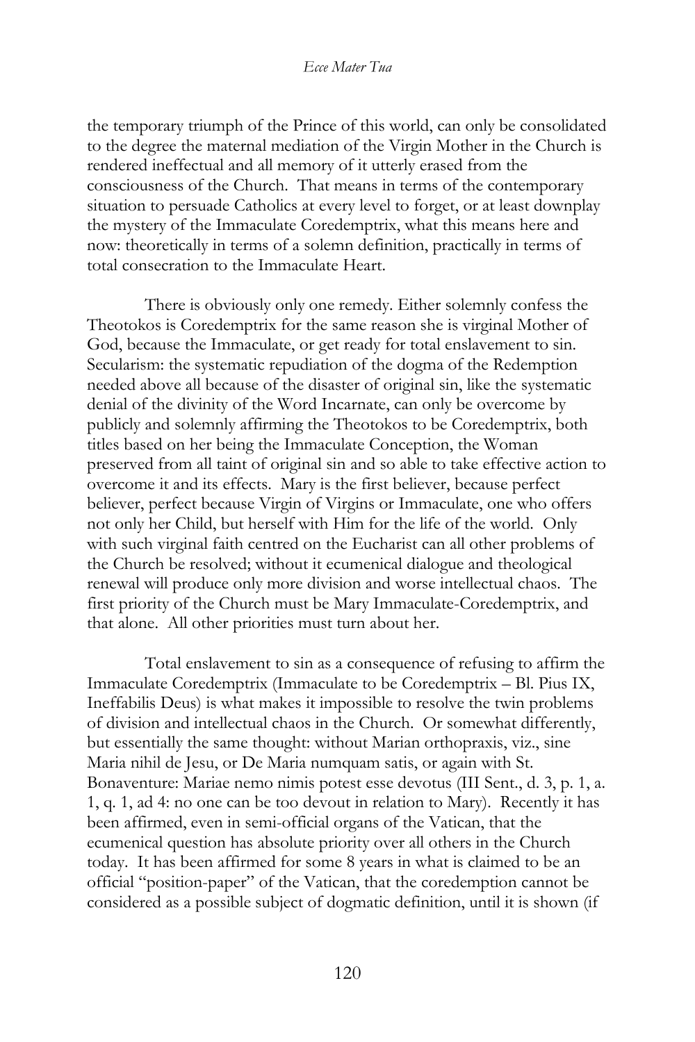the temporary triumph of the Prince of this world, can only be consolidated to the degree the maternal mediation of the Virgin Mother in the Church is rendered ineffectual and all memory of it utterly erased from the consciousness of the Church. That means in terms of the contemporary situation to persuade Catholics at every level to forget, or at least downplay the mystery of the Immaculate Coredemptrix, what this means here and now: theoretically in terms of a solemn definition, practically in terms of total consecration to the Immaculate Heart.

There is obviously only one remedy. Either solemnly confess the Theotokos is Coredemptrix for the same reason she is virginal Mother of God, because the Immaculate, or get ready for total enslavement to sin. Secularism: the systematic repudiation of the dogma of the Redemption needed above all because of the disaster of original sin, like the systematic denial of the divinity of the Word Incarnate, can only be overcome by publicly and solemnly affirming the Theotokos to be Coredemptrix, both titles based on her being the Immaculate Conception, the Woman preserved from all taint of original sin and so able to take effective action to overcome it and its effects. Mary is the first believer, because perfect believer, perfect because Virgin of Virgins or Immaculate, one who offers not only her Child, but herself with Him for the life of the world. Only with such virginal faith centred on the Eucharist can all other problems of the Church be resolved; without it ecumenical dialogue and theological renewal will produce only more division and worse intellectual chaos. The first priority of the Church must be Mary Immaculate-Coredemptrix, and that alone. All other priorities must turn about her.

Total enslavement to sin as a consequence of refusing to affirm the Immaculate Coredemptrix (Immaculate to be Coredemptrix – Bl. Pius IX, Ineffabilis Deus) is what makes it impossible to resolve the twin problems of division and intellectual chaos in the Church. Or somewhat differently, but essentially the same thought: without Marian orthopraxis, viz., sine Maria nihil de Jesu, or De Maria numquam satis, or again with St. Bonaventure: Mariae nemo nimis potest esse devotus (III Sent., d. 3, p. 1, a. 1, q. 1, ad 4: no one can be too devout in relation to Mary). Recently it has been affirmed, even in semi-official organs of the Vatican, that the ecumenical question has absolute priority over all others in the Church today. It has been affirmed for some 8 years in what is claimed to be an official "position-paper" of the Vatican, that the coredemption cannot be considered as a possible subject of dogmatic definition, until it is shown (if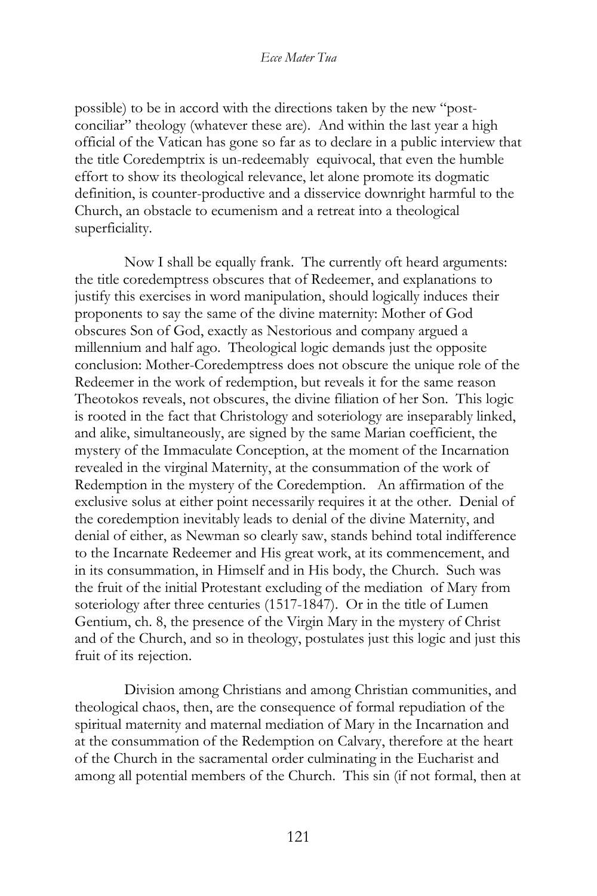possible) to be in accord with the directions taken by the new "post-conciliar" theology (whatever these are). And within the last year a high official of the Vatican has gone so far as to declare in a public interview that the title Coredemptrix is un-redeemably equivocal, that even the humble effort to show its theological relevance, let alone promote its dogmatic definition, is counter-productive and a disservice downright harmful to the Church, an obstacle to ecumenism and a retreat into a theological superficiality.

Now I shall be equally frank. The currently oft heard arguments: the title coredemptress obscures that of Redeemer, and explanations to justify this exercises in word manipulation, should logically induces their proponents to say the same of the divine maternity: Mother of God obscures Son of God, exactly as Nestorious and company argued a millennium and half ago. Theological logic demands just the opposite conclusion: Mother-Coredemptress does not obscure the unique role of the Redeemer in the work of redemption, but reveals it for the same reason Theotokos reveals, not obscures, the divine filiation of her Son. This logic is rooted in the fact that Christology and soteriology are inseparably linked, and alike, simultaneously, are signed by the same Marian coefficient, the mystery of the Immaculate Conception, at the moment of the Incarnation revealed in the virginal Maternity, at the consummation of the work of Redemption in the mystery of the Coredemption. An affirmation of the exclusive solus at either point necessarily requires it at the other. Denial of the coredemption inevitably leads to denial of the divine Maternity, and denial of either, as Newman so clearly saw, stands behind total indifference to the Incarnate Redeemer and His great work, at its commencement, and in its consummation, in Himself and in His body, the Church. Such was the fruit of the initial Protestant excluding of the mediation of Mary from soteriology after three centuries (1517-1847). Or in the title of Lumen Gentium, ch. 8, the presence of the Virgin Mary in the mystery of Christ and of the Church, and so in theology, postulates just this logic and just this fruit of its rejection.

Division among Christians and among Christian communities, and theological chaos, then, are the consequence of formal repudiation of the spiritual maternity and maternal mediation of Mary in the Incarnation and at the consummation of the Redemption on Calvary, therefore at the heart of the Church in the sacramental order culminating in the Eucharist and among all potential members of the Church. This sin (if not formal, then at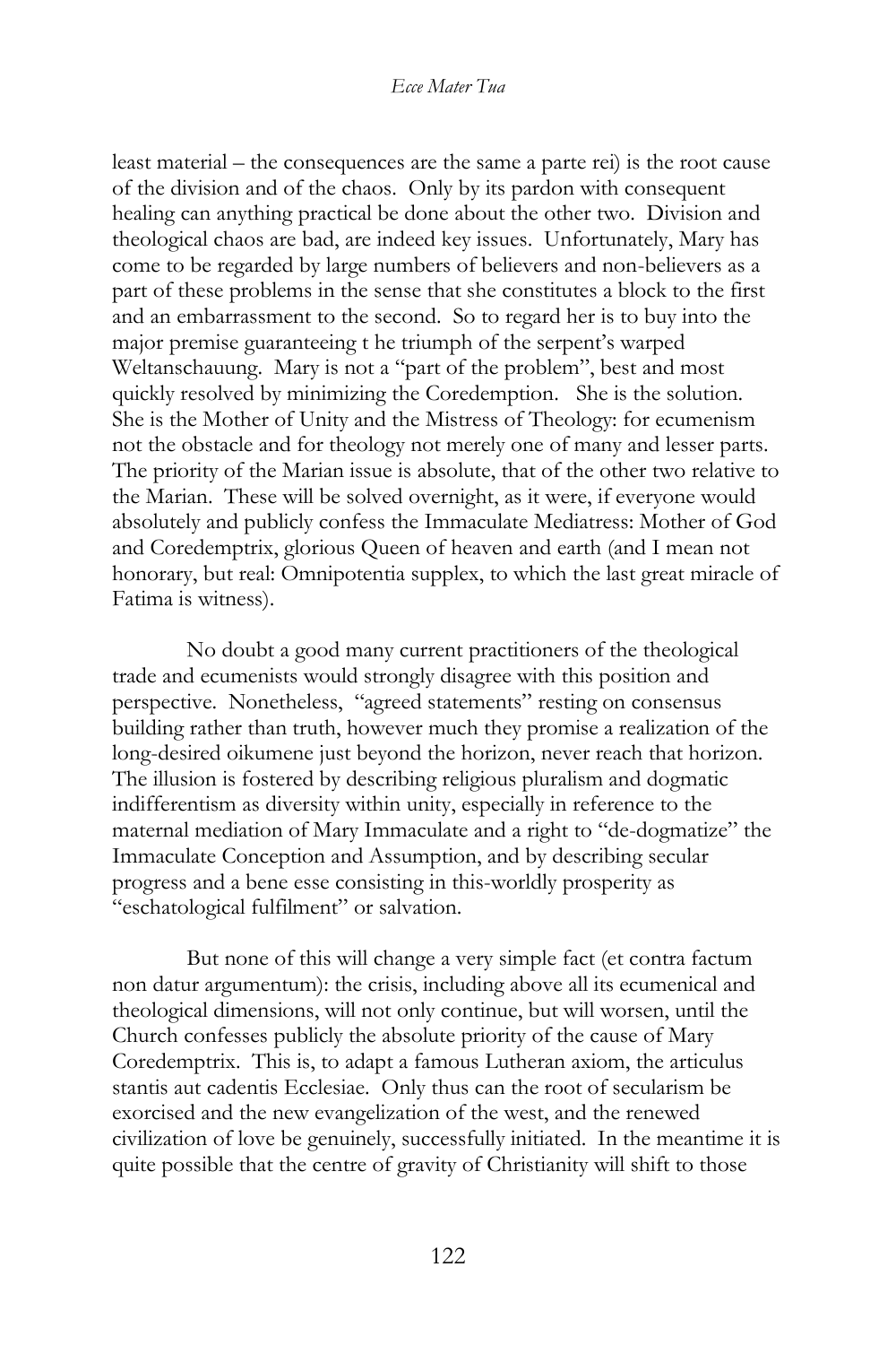least material – the consequences are the same a parte rei) is the root cause of the division and of the chaos. Only by its pardon with consequent healing can anything practical be done about the other two. Division and theological chaos are bad, are indeed key issues. Unfortunately, Mary has come to be regarded by large numbers of believers and non-believers as a part of these problems in the sense that she constitutes a block to the first and an embarrassment to the second. So to regard her is to buy into the major premise guaranteeing t he triumph of the serpent's warped Weltanschauung. Mary is not a "part of the problem", best and most quickly resolved by minimizing the Coredemption. She is the solution. She is the Mother of Unity and the Mistress of Theology: for ecumenism not the obstacle and for theology not merely one of many and lesser parts. The priority of the Marian issue is absolute, that of the other two relative to the Marian. These will be solved overnight, as it were, if everyone would absolutely and publicly confess the Immaculate Mediatress: Mother of God and Coredemptrix, glorious Queen of heaven and earth (and I mean not honorary, but real: Omnipotentia supplex, to which the last great miracle of Fatima is witness).

No doubt a good many current practitioners of the theological trade and ecumenists would strongly disagree with this position and perspective. Nonetheless, "agreed statements" resting on consensus building rather than truth, however much they promise a realization of the long-desired oikumene just beyond the horizon, never reach that horizon. The illusion is fostered by describing religious pluralism and dogmatic indifferentism as diversity within unity, especially in reference to the maternal mediation of Mary Immaculate and a right to "de-dogmatize" the Immaculate Conception and Assumption, and by describing secular progress and a bene esse consisting in this-worldly prosperity as "eschatological fulfilment" or salvation.

But none of this will change a very simple fact (et contra factum non datur argumentum): the crisis, including above all its ecumenical and theological dimensions, will not only continue, but will worsen, until the Church confesses publicly the absolute priority of the cause of Mary Coredemptrix. This is, to adapt a famous Lutheran axiom, the articulus stantis aut cadentis Ecclesiae. Only thus can the root of secularism be exorcised and the new evangelization of the west, and the renewed civilization of love be genuinely, successfully initiated. In the meantime it is quite possible that the centre of gravity of Christianity will shift to those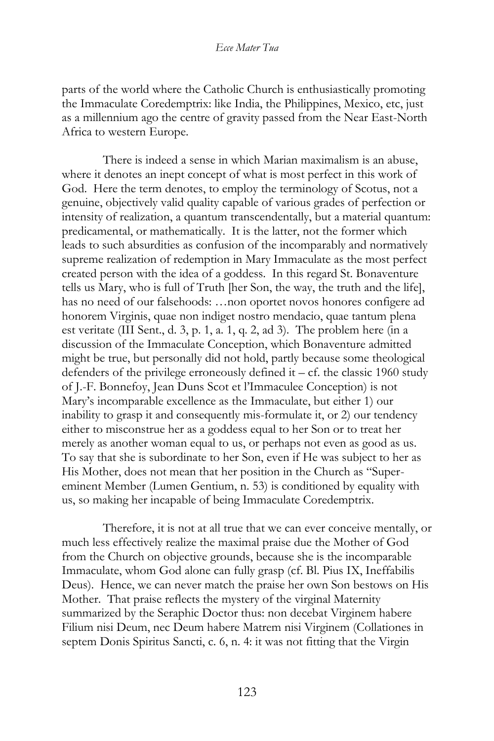parts of the world where the Catholic Church is enthusiastically promoting the Immaculate Coredemptrix: like India, the Philippines, Mexico, etc, just as a millennium ago the centre of gravity passed from the Near East-North Africa to western Europe.

There is indeed a sense in which Marian maximalism is an abuse, where it denotes an inept concept of what is most perfect in this work of God. Here the term denotes, to employ the terminology of Scotus, not a genuine, objectively valid quality capable of various grades of perfection or intensity of realization, a quantum transcendentally, but a material quantum: predicamental, or mathematically. It is the latter, not the former which leads to such absurdities as confusion of the incomparably and normatively supreme realization of redemption in Mary Immaculate as the most perfect created person with the idea of a goddess. In this regard St. Bonaventure tells us Mary, who is full of Truth [her Son, the way, the truth and the life], has no need of our falsehoods: …non oportet novos honores configere ad honorem Virginis, quae non indiget nostro mendacio, quae tantum plena est veritate (III Sent., d. 3, p. 1, a. 1, q. 2, ad 3). The problem here (in a discussion of the Immaculate Conception, which Bonaventure admitted might be true, but personally did not hold, partly because some theological defenders of the privilege erroneously defined it – cf. the classic 1960 study of J.-F. Bonnefoy, Jean Duns Scot et l'Immaculee Conception) is not Mary's incomparable excellence as the Immaculate, but either 1) our inability to grasp it and consequently mis-formulate it, or 2) our tendency either to misconstrue her as a goddess equal to her Son or to treat her merely as another woman equal to us, or perhaps not even as good as us. To say that she is subordinate to her Son, even if He was subject to her as His Mother, does not mean that her position in the Church as "Super-eminent Member (Lumen Gentium, n. 53) is conditioned by equality with us, so making her incapable of being Immaculate Coredemptrix.

Therefore, it is not at all true that we can ever conceive mentally, or much less effectively realize the maximal praise due the Mother of God from the Church on objective grounds, because she is the incomparable Immaculate, whom God alone can fully grasp (cf. Bl. Pius IX, Ineffabilis Deus). Hence, we can never match the praise her own Son bestows on His Mother. That praise reflects the mystery of the virginal Maternity summarized by the Seraphic Doctor thus: non decebat Virginem habere Filium nisi Deum, nec Deum habere Matrem nisi Virginem (Collationes in septem Donis Spiritus Sancti, c. 6, n. 4: it was not fitting that the Virgin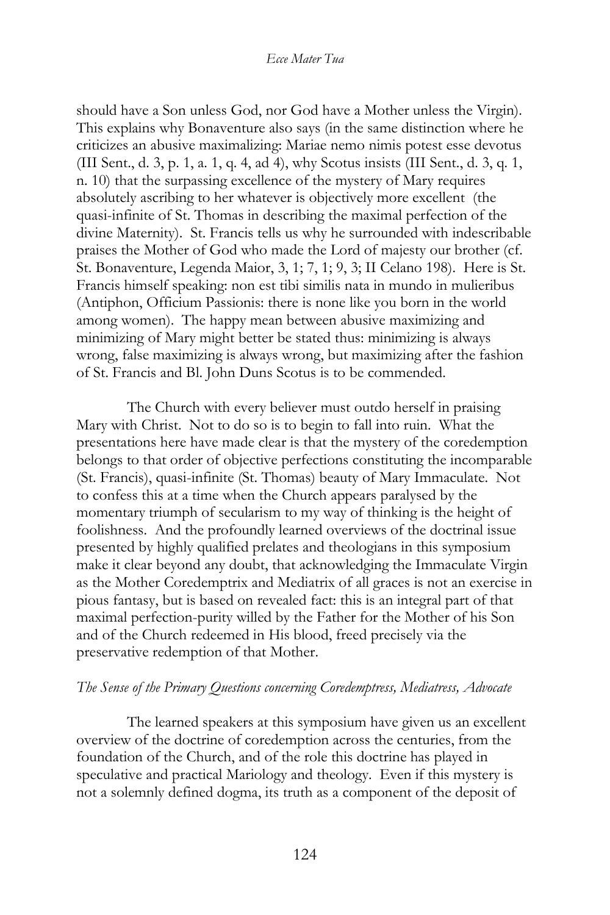should have a Son unless God, nor God have a Mother unless the Virgin). This explains why Bonaventure also says (in the same distinction where he criticizes an abusive maximalizing: Mariae nemo nimis potest esse devotus (III Sent., d. 3, p. 1, a. 1, q. 4, ad 4), why Scotus insists (III Sent., d. 3, q. 1, n. 10) that the surpassing excellence of the mystery of Mary requires absolutely ascribing to her whatever is objectively more excellent (the quasi-infinite of St. Thomas in describing the maximal perfection of the divine Maternity). St. Francis tells us why he surrounded with indescribable praises the Mother of God who made the Lord of majesty our brother (cf. St. Bonaventure, Legenda Maior, 3, 1; 7, 1; 9, 3; II Celano 198). Here is St. Francis himself speaking: non est tibi similis nata in mundo in mulieribus (Antiphon, Officium Passionis: there is none like you born in the world among women). The happy mean between abusive maximizing and minimizing of Mary might better be stated thus: minimizing is always wrong, false maximizing is always wrong, but maximizing after the fashion of St. Francis and Bl. John Duns Scotus is to be commended.

The Church with every believer must outdo herself in praising Mary with Christ. Not to do so is to begin to fall into ruin. What the presentations here have made clear is that the mystery of the coredemption belongs to that order of objective perfections constituting the incomparable (St. Francis), quasi-infinite (St. Thomas) beauty of Mary Immaculate. Not to confess this at a time when the Church appears paralysed by the momentary triumph of secularism to my way of thinking is the height of foolishness. And the profoundly learned overviews of the doctrinal issue presented by highly qualified prelates and theologians in this symposium make it clear beyond any doubt, that acknowledging the Immaculate Virgin as the Mother Coredemptrix and Mediatrix of all graces is not an exercise in pious fantasy, but is based on revealed fact: this is an integral part of that maximal perfection-purity willed by the Father for the Mother of his Son and of the Church redeemed in His blood, freed precisely via the preservative redemption of that Mother.

*The Sense of the Primary Questions concerning Coredemptress, Mediatress, Advocate*

The learned speakers at this symposium have given us an excellent overview of the doctrine of coredemption across the centuries, from the foundation of the Church, and of the role this doctrine has played in speculative and practical Mariology and theology. Even if this mystery is not a solemnly defined dogma, its truth as a component of the deposit of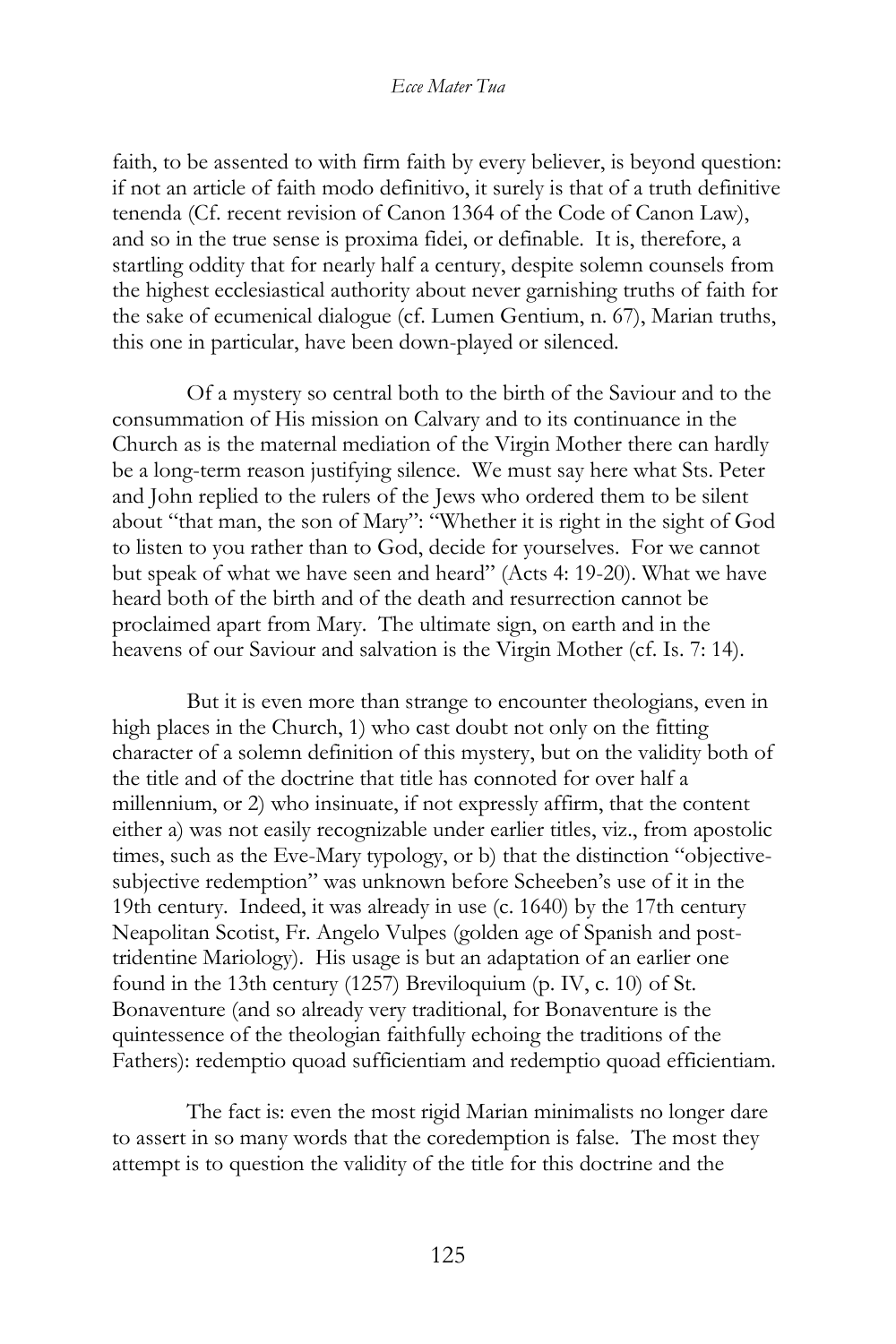faith, to be assented to with firm faith by every believer, is beyond question: if not an article of faith modo definitivo, it surely is that of a truth definitive tenenda (Cf. recent revision of Canon 1364 of the Code of Canon Law), and so in the true sense is proxima fidei, or definable. It is, therefore, a startling oddity that for nearly half a century, despite solemn counsels from the highest ecclesiastical authority about never garnishing truths of faith for the sake of ecumenical dialogue (cf. Lumen Gentium, n. 67), Marian truths, this one in particular, have been down-played or silenced.

Of a mystery so central both to the birth of the Saviour and to the consummation of His mission on Calvary and to its continuance in the Church as is the maternal mediation of the Virgin Mother there can hardly be a long-term reason justifying silence. We must say here what Sts. Peter and John replied to the rulers of the Jews who ordered them to be silent about "that man, the son of Mary": "Whether it is right in the sight of God to listen to you rather than to God, decide for yourselves. For we cannot but speak of what we have seen and heard" (Acts 4: 19-20). What we have heard both of the birth and of the death and resurrection cannot be proclaimed apart from Mary. The ultimate sign, on earth and in the heavens of our Saviour and salvation is the Virgin Mother (cf. Is. 7: 14).

But it is even more than strange to encounter theologians, even in high places in the Church, 1) who cast doubt not only on the fitting character of a solemn definition of this mystery, but on the validity both of the title and of the doctrine that title has connoted for over half a millennium, or 2) who insinuate, if not expressly affirm, that the content either a) was not easily recognizable under earlier titles, viz., from apostolic times, such as the Eve-Mary typology, or b) that the distinction "objective-subjective redemption" was unknown before Scheeben's use of it in the 19th century. Indeed, it was already in use (c. 1640) by the 17th century Neapolitan Scotist, Fr. Angelo Vulpes (golden age of Spanish and post-tridentine Mariology). His usage is but an adaptation of an earlier one found in the 13th century (1257) Breviloquium (p. IV, c. 10) of St. Bonaventure (and so already very traditional, for Bonaventure is the quintessence of the theologian faithfully echoing the traditions of the Fathers): redemptio quoad sufficientiam and redemptio quoad efficientiam.

The fact is: even the most rigid Marian minimalists no longer dare to assert in so many words that the coredemption is false. The most they attempt is to question the validity of the title for this doctrine and the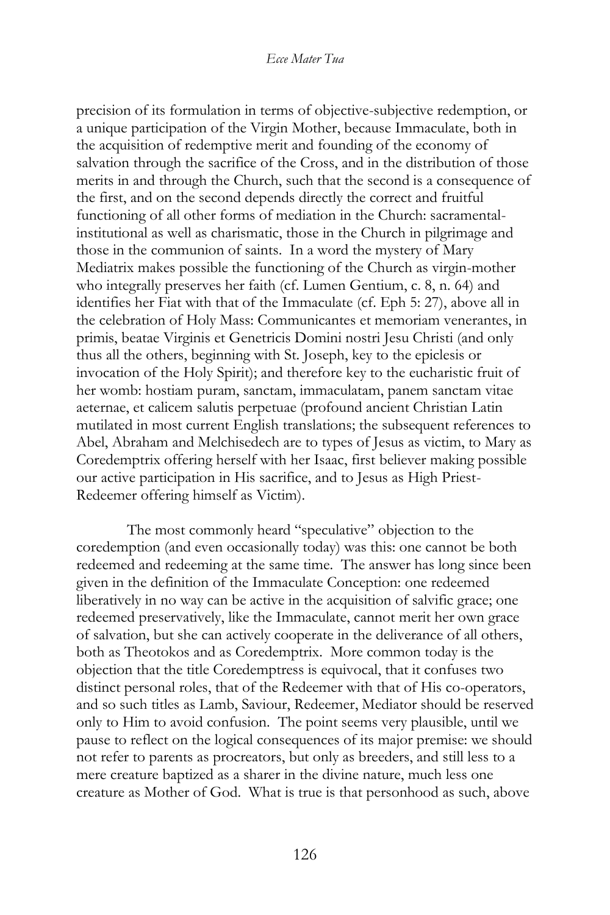precision of its formulation in terms of objective-subjective redemption, or a unique participation of the Virgin Mother, because Immaculate, both in the acquisition of redemptive merit and founding of the economy of salvation through the sacrifice of the Cross, and in the distribution of those merits in and through the Church, such that the second is a consequence of the first, and on the second depends directly the correct and fruitful functioning of all other forms of mediation in the Church: sacramental-institutional as well as charismatic, those in the Church in pilgrimage and those in the communion of saints. In a word the mystery of Mary Mediatrix makes possible the functioning of the Church as virgin-mother who integrally preserves her faith (cf. Lumen Gentium, c. 8, n. 64) and identifies her Fiat with that of the Immaculate (cf. Eph 5: 27), above all in the celebration of Holy Mass: Communicantes et memoriam venerantes, in primis, beatae Virginis et Genetricis Domini nostri Jesu Christi (and only thus all the others, beginning with St. Joseph, key to the epiclesis or invocation of the Holy Spirit); and therefore key to the eucharistic fruit of her womb: hostiam puram, sanctam, immaculatam, panem sanctam vitae aeternae, et calicem salutis perpetuae (profound ancient Christian Latin mutilated in most current English translations; the subsequent references to Abel, Abraham and Melchisedech are to types of Jesus as victim, to Mary as Coredemptrix offering herself with her Isaac, first believer making possible our active participation in His sacrifice, and to Jesus as High Priest-Redeemer offering himself as Victim).

The most commonly heard "speculative" objection to the coredemption (and even occasionally today) was this: one cannot be both redeemed and redeeming at the same time. The answer has long since been given in the definition of the Immaculate Conception: one redeemed liberatively in no way can be active in the acquisition of salvific grace; one redeemed preservatively, like the Immaculate, cannot merit her own grace of salvation, but she can actively cooperate in the deliverance of all others, both as Theotokos and as Coredemptrix. More common today is the objection that the title Coredemptress is equivocal, that it confuses two distinct personal roles, that of the Redeemer with that of His co-operators, and so such titles as Lamb, Saviour, Redeemer, Mediator should be reserved only to Him to avoid confusion. The point seems very plausible, until we pause to reflect on the logical consequences of its major premise: we should not refer to parents as procreators, but only as breeders, and still less to a mere creature baptized as a sharer in the divine nature, much less one creature as Mother of God. What is true is that personhood as such, above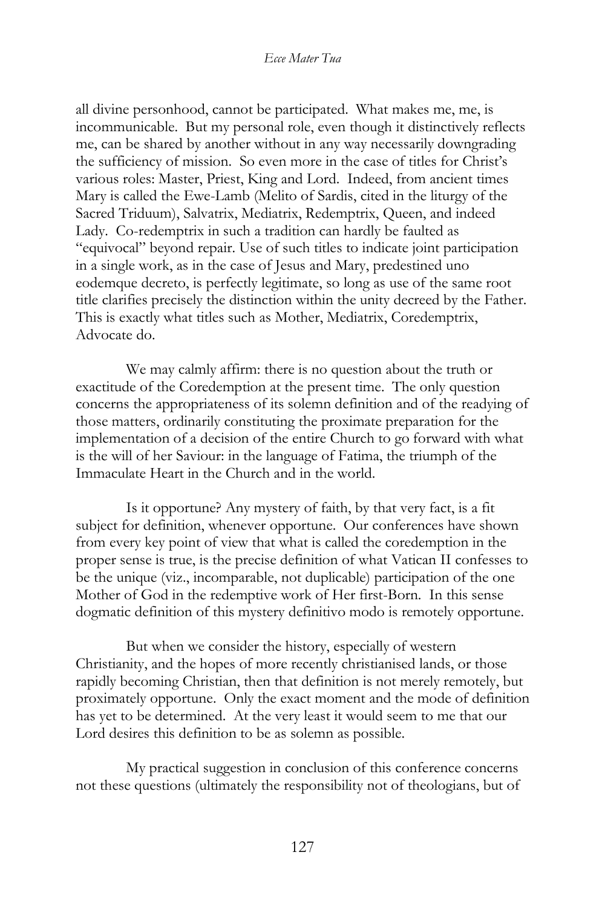all divine personhood, cannot be participated. What makes me, me, is incommunicable. But my personal role, even though it distinctively reflects me, can be shared by another without in any way necessarily downgrading the sufficiency of mission. So even more in the case of titles for Christ's various roles: Master, Priest, King and Lord. Indeed, from ancient times Mary is called the Ewe-Lamb (Melito of Sardis, cited in the liturgy of the Sacred Triduum), Salvatrix, Mediatrix, Redemptrix, Queen, and indeed Lady. Co-redemptrix in such a tradition can hardly be faulted as "equivocal" beyond repair. Use of such titles to indicate joint participation in a single work, as in the case of Jesus and Mary, predestined uno eodemque decreto, is perfectly legitimate, so long as use of the same root title clarifies precisely the distinction within the unity decreed by the Father. This is exactly what titles such as Mother, Mediatrix, Coredemptrix, Advocate do.

We may calmly affirm: there is no question about the truth or exactitude of the Coredemption at the present time. The only question concerns the appropriateness of its solemn definition and of the readying of those matters, ordinarily constituting the proximate preparation for the implementation of a decision of the entire Church to go forward with what is the will of her Saviour: in the language of Fatima, the triumph of the Immaculate Heart in the Church and in the world.

Is it opportune? Any mystery of faith, by that very fact, is a fit subject for definition, whenever opportune. Our conferences have shown from every key point of view that what is called the coredemption in the proper sense is true, is the precise definition of what Vatican II confesses to be the unique (viz., incomparable, not duplicable) participation of the one Mother of God in the redemptive work of Her first-Born. In this sense dogmatic definition of this mystery definitivo modo is remotely opportune.

But when we consider the history, especially of western Christianity, and the hopes of more recently christianised lands, or those rapidly becoming Christian, then that definition is not merely remotely, but proximately opportune. Only the exact moment and the mode of definition has yet to be determined. At the very least it would seem to me that our Lord desires this definition to be as solemn as possible.

My practical suggestion in conclusion of this conference concerns not these questions (ultimately the responsibility not of theologians, but of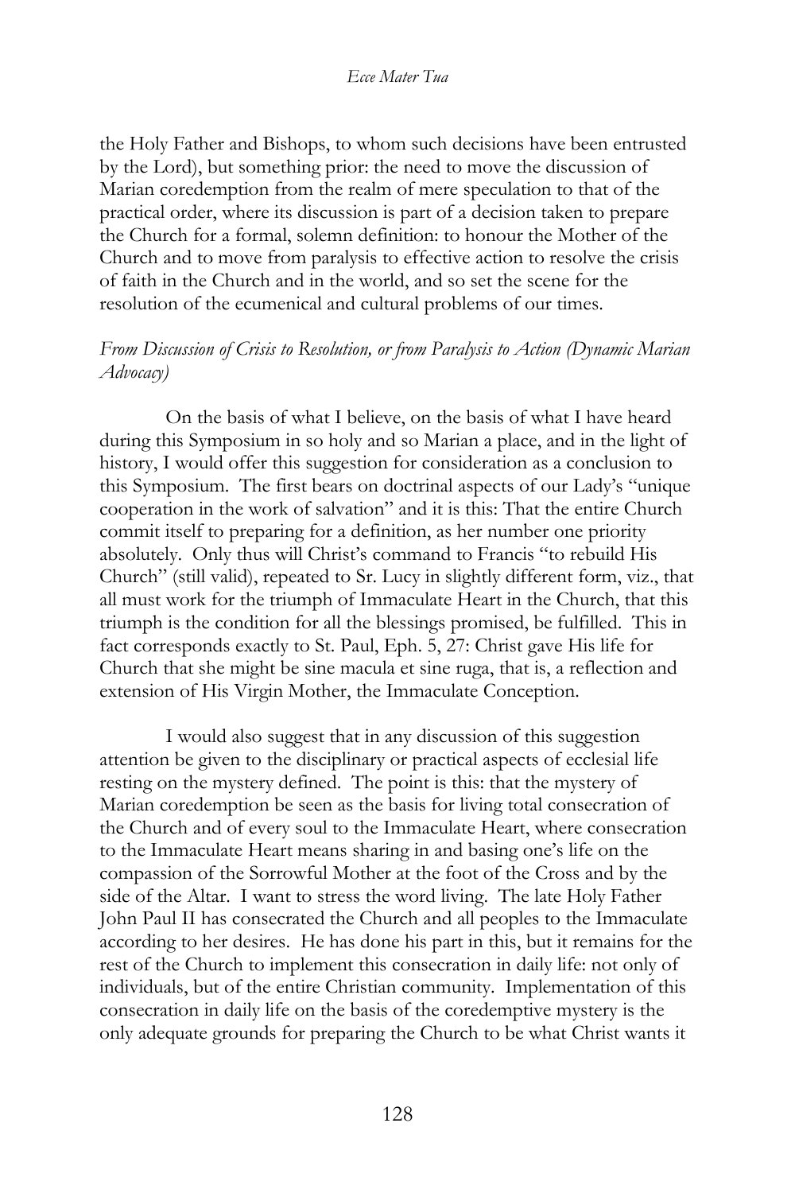the Holy Father and Bishops, to whom such decisions have been entrusted by the Lord), but something prior: the need to move the discussion of Marian coredemption from the realm of mere speculation to that of the practical order, where its discussion is part of a decision taken to prepare the Church for a formal, solemn definition: to honour the Mother of the Church and to move from paralysis to effective action to resolve the crisis of faith in the Church and in the world, and so set the scene for the resolution of the ecumenical and cultural problems of our times.

*From Discussion of Crisis to Resolution, or from Paralysis to Action (Dynamic Marian Advocacy)*

On the basis of what I believe, on the basis of what I have heard during this Symposium in so holy and so Marian a place, and in the light of history, I would offer this suggestion for consideration as a conclusion to this Symposium. The first bears on doctrinal aspects of our Lady's "unique cooperation in the work of salvation" and it is this: That the entire Church commit itself to preparing for a definition, as her number one priority absolutely. Only thus will Christ's command to Francis "to rebuild His Church" (still valid), repeated to Sr. Lucy in slightly different form, viz., that all must work for the triumph of Immaculate Heart in the Church, that this triumph is the condition for all the blessings promised, be fulfilled. This in fact corresponds exactly to St. Paul, Eph. 5, 27: Christ gave His life for Church that she might be sine macula et sine ruga, that is, a reflection and extension of His Virgin Mother, the Immaculate Conception.

I would also suggest that in any discussion of this suggestion attention be given to the disciplinary or practical aspects of ecclesial life resting on the mystery defined. The point is this: that the mystery of Marian coredemption be seen as the basis for living total consecration of the Church and of every soul to the Immaculate Heart, where consecration to the Immaculate Heart means sharing in and basing one's life on the compassion of the Sorrowful Mother at the foot of the Cross and by the side of the Altar. I want to stress the word living. The late Holy Father John Paul II has consecrated the Church and all peoples to the Immaculate according to her desires. He has done his part in this, but it remains for the rest of the Church to implement this consecration in daily life: not only of individuals, but of the entire Christian community. Implementation of this consecration in daily life on the basis of the coredemptive mystery is the only adequate grounds for preparing the Church to be what Christ wants it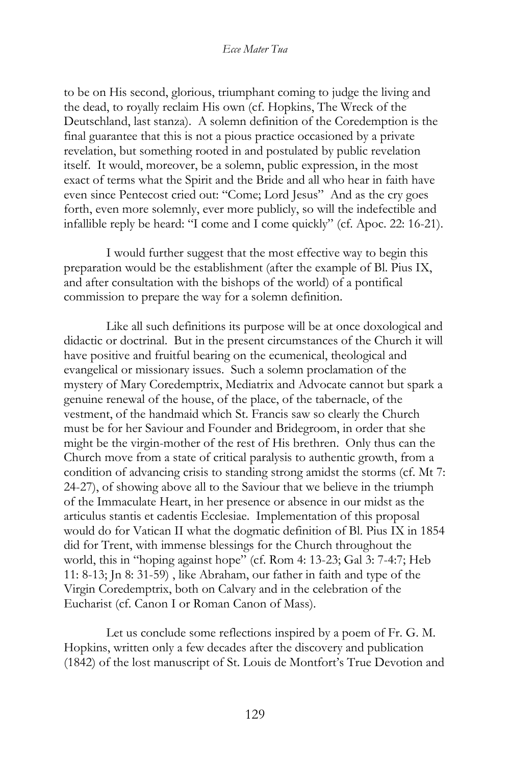to be on His second, glorious, triumphant coming to judge the living and the dead, to royally reclaim His own (cf. Hopkins, The Wreck of the Deutschland, last stanza). A solemn definition of the Coredemption is the final guarantee that this is not a pious practice occasioned by a private revelation, but something rooted in and postulated by public revelation itself. It would, moreover, be a solemn, public expression, in the most exact of terms what the Spirit and the Bride and all who hear in faith have even since Pentecost cried out: "Come; Lord Jesus" And as the cry goes forth, even more solemnly, ever more publicly, so will the indefectible and infallible reply be heard: "I come and I come quickly" (cf. Apoc. 22: 16-21).

I would further suggest that the most effective way to begin this preparation would be the establishment (after the example of Bl. Pius IX, and after consultation with the bishops of the world) of a pontifical commission to prepare the way for a solemn definition.

Like all such definitions its purpose will be at once doxological and didactic or doctrinal. But in the present circumstances of the Church it will have positive and fruitful bearing on the ecumenical, theological and evangelical or missionary issues. Such a solemn proclamation of the mystery of Mary Coredemptrix, Mediatrix and Advocate cannot but spark a genuine renewal of the house, of the place, of the tabernacle, of the vestment, of the handmaid which St. Francis saw so clearly the Church must be for her Saviour and Founder and Bridegroom, in order that she might be the virgin-mother of the rest of His brethren. Only thus can the Church move from a state of critical paralysis to authentic growth, from a condition of advancing crisis to standing strong amidst the storms (cf. Mt 7: 24-27), of showing above all to the Saviour that we believe in the triumph of the Immaculate Heart, in her presence or absence in our midst as the articulus stantis et cadentis Ecclesiae. Implementation of this proposal would do for Vatican II what the dogmatic definition of Bl. Pius IX in 1854 did for Trent, with immense blessings for the Church throughout the world, this in "hoping against hope" (cf. Rom 4: 13-23; Gal 3: 7-4:7; Heb 11: 8-13; Jn 8: 31-59) , like Abraham, our father in faith and type of the Virgin Coredemptrix, both on Calvary and in the celebration of the Eucharist (cf. Canon I or Roman Canon of Mass).

Let us conclude some reflections inspired by a poem of Fr. G. M. Hopkins, written only a few decades after the discovery and publication (1842) of the lost manuscript of St. Louis de Montfort's True Devotion and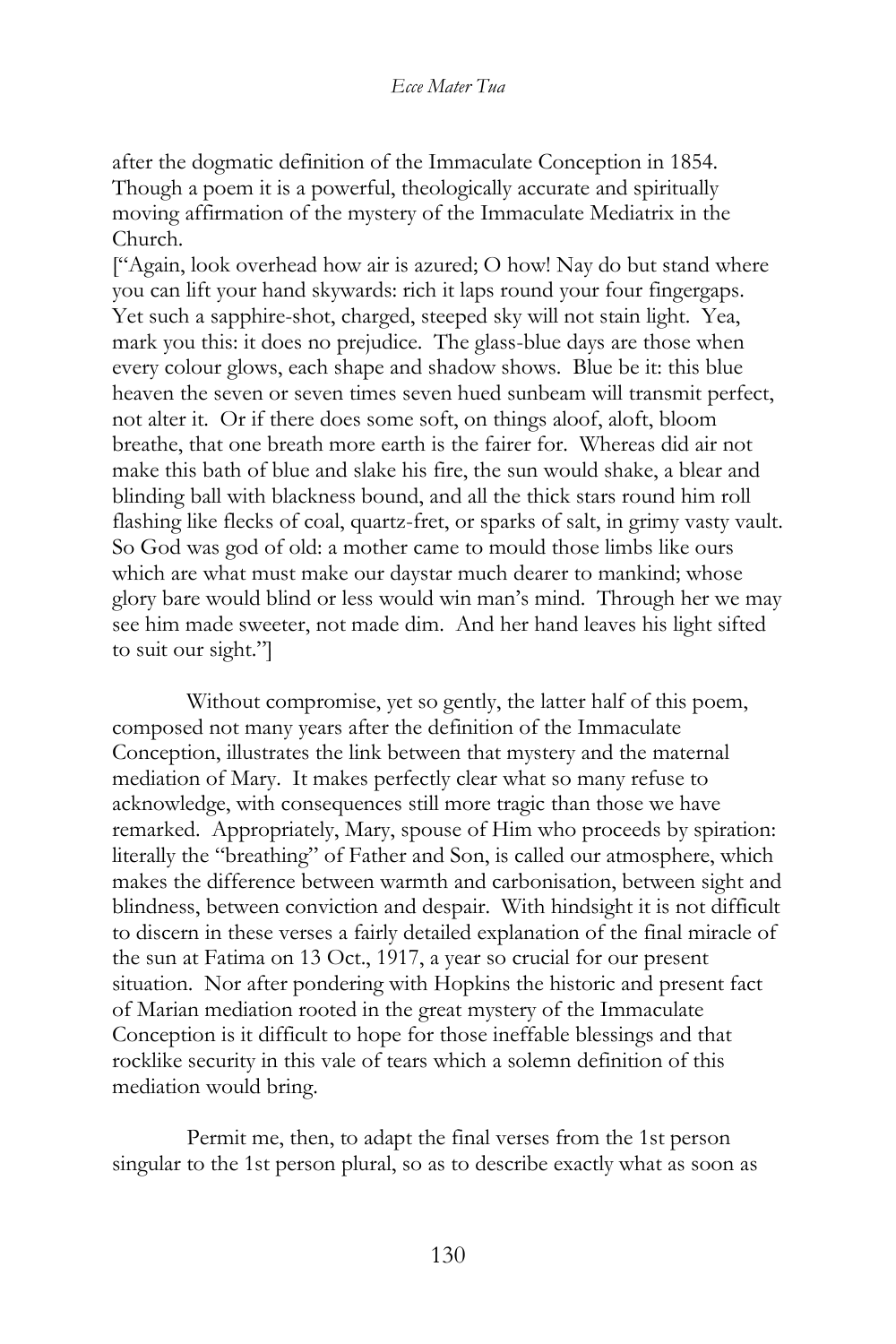after the dogmatic definition of the Immaculate Conception in 1854. Though a poem it is a powerful, theologically accurate and spiritually moving affirmation of the mystery of the Immaculate Mediatrix in the Church.

["Again, look overhead how air is azured; O how! Nay do but stand where you can lift your hand skywards: rich it laps round your four fingergaps. Yet such a sapphire-shot, charged, steeped sky will not stain light. Yea, mark you this: it does no prejudice. The glass-blue days are those when every colour glows, each shape and shadow shows. Blue be it: this blue heaven the seven or seven times seven hued sunbeam will transmit perfect, not alter it. Or if there does some soft, on things aloof, aloft, bloom breathe, that one breath more earth is the fairer for. Whereas did air not make this bath of blue and slake his fire, the sun would shake, a blear and blinding ball with blackness bound, and all the thick stars round him roll flashing like flecks of coal, quartz-fret, or sparks of salt, in grimy vasty vault. So God was god of old: a mother came to mould those limbs like ours which are what must make our daystar much dearer to mankind; whose glory bare would blind or less would win man's mind. Through her we may see him made sweeter, not made dim. And her hand leaves his light sifted to suit our sight."]

Without compromise, yet so gently, the latter half of this poem, composed not many years after the definition of the Immaculate Conception, illustrates the link between that mystery and the maternal mediation of Mary. It makes perfectly clear what so many refuse to acknowledge, with consequences still more tragic than those we have remarked. Appropriately, Mary, spouse of Him who proceeds by spiration: literally the "breathing" of Father and Son, is called our atmosphere, which makes the difference between warmth and carbonisation, between sight and blindness, between conviction and despair. With hindsight it is not difficult to discern in these verses a fairly detailed explanation of the final miracle of the sun at Fatima on 13 Oct., 1917, a year so crucial for our present situation. Nor after pondering with Hopkins the historic and present fact of Marian mediation rooted in the great mystery of the Immaculate Conception is it difficult to hope for those ineffable blessings and that rocklike security in this vale of tears which a solemn definition of this mediation would bring.

Permit me, then, to adapt the final verses from the 1st person singular to the 1st person plural, so as to describe exactly what as soon as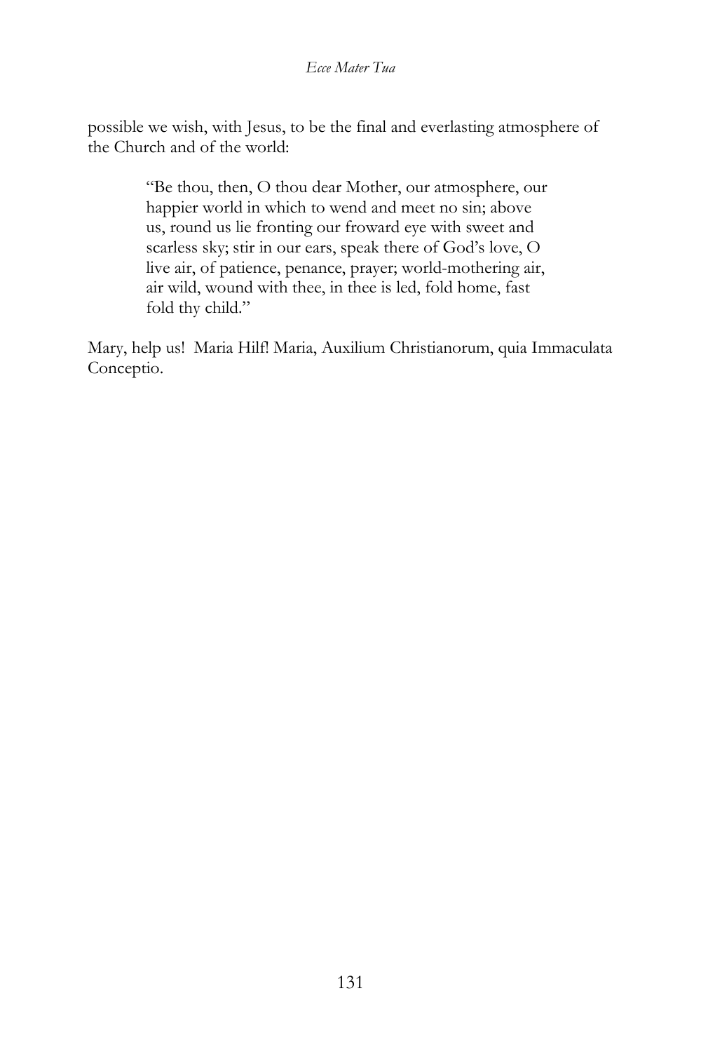possible we wish, with Jesus, to be the final and everlasting atmosphere of the Church and of the world:

> "Be thou, then, O thou dear Mother, our atmosphere, our happier world in which to wend and meet no sin; above us, round us lie fronting our froward eye with sweet and scarless sky; stir in our ears, speak there of God's love, O live air, of patience, penance, prayer; world-mothering air, air wild, wound with thee, in thee is led, fold home, fast fold thy child."

Mary, help us! Maria Hilf! Maria, Auxilium Christianorum, quia Immaculata Conceptio.